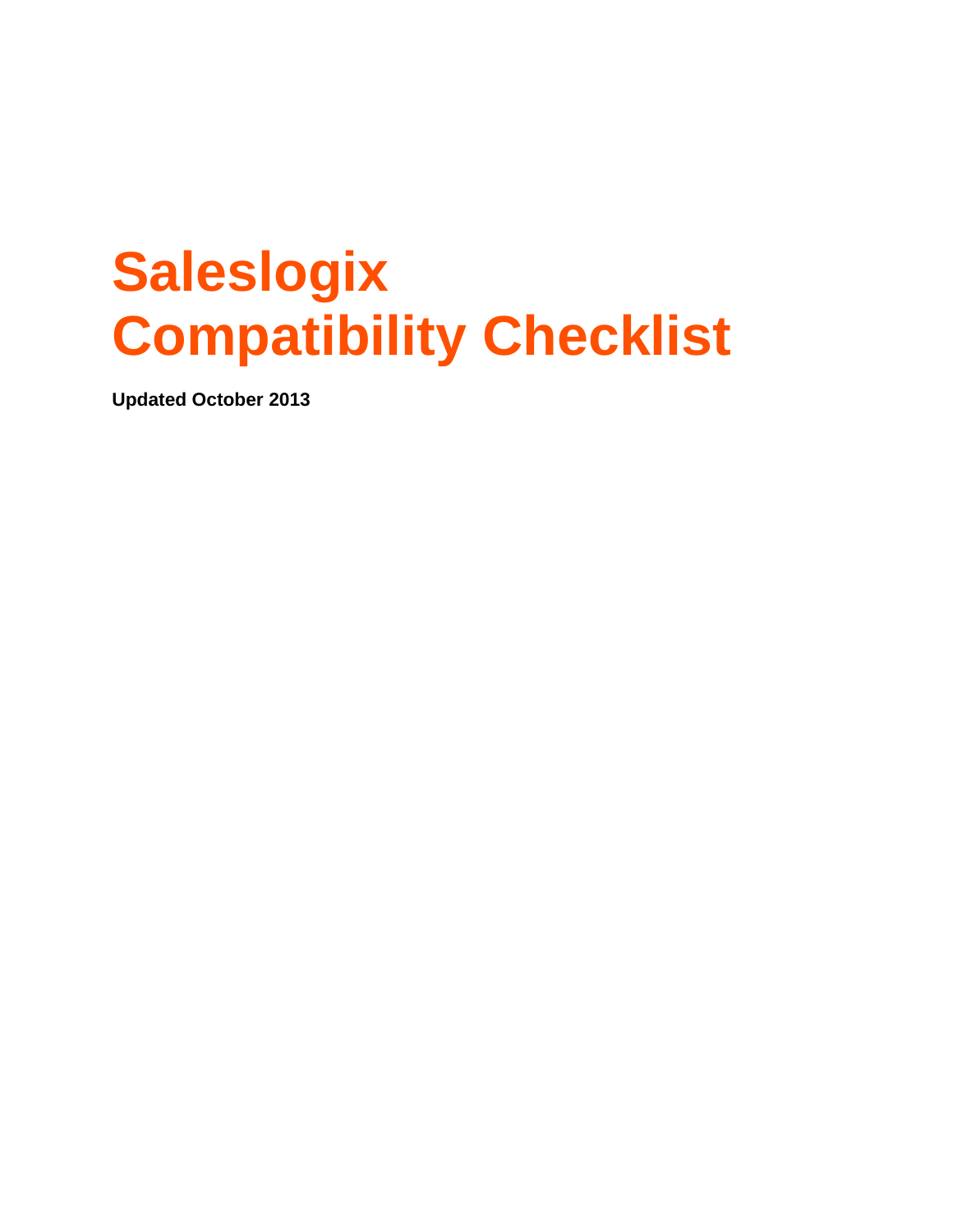# Saleslogix Compatibility Checklist

**Updated October 2013**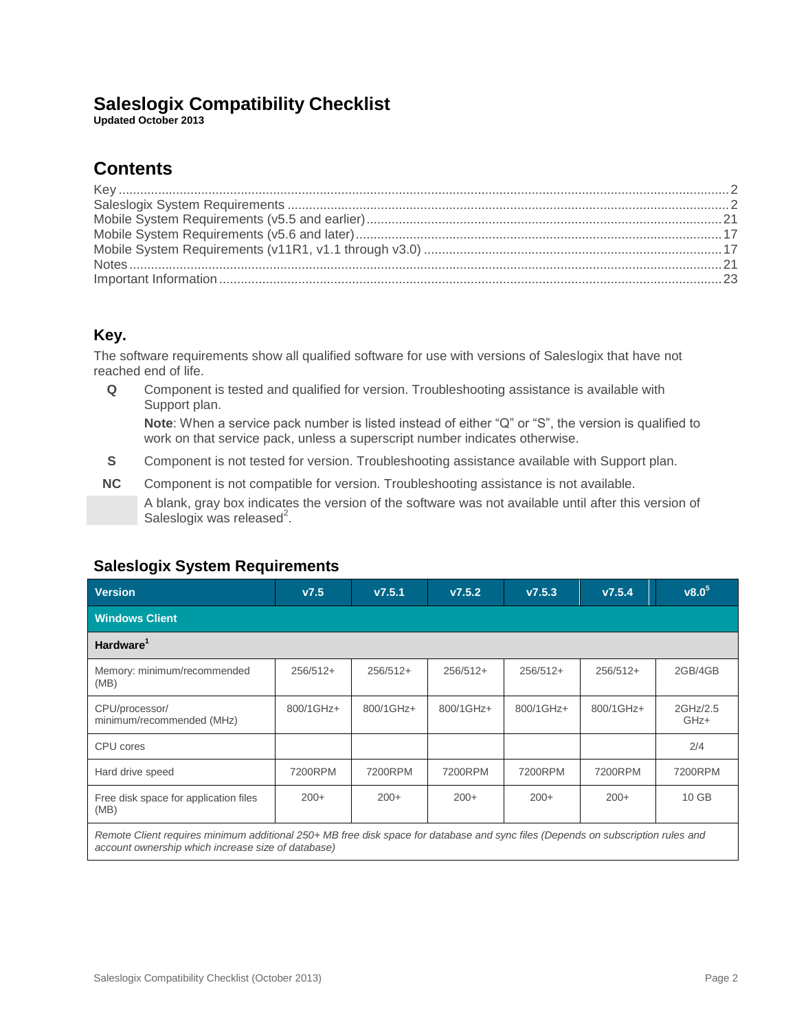# Saleslogix Compatibility Checklist

**Updated October 2013**

## Contents

Key .......... 2
Saleslogix System Requirements .......... 2
Mobile System Requirements (v5.5 and earlier) .......... 21
Mobile System Requirements (v5.6 and later) .......... 17
Mobile System Requirements (v11R1, v1.1 through v3.0) .......... 17
Notes .......... 21
Important Information .......... 23

## Key.

The software requirements show all qualified software for use with versions of Saleslogix that have not reached end of life.

- **Q** Component is tested and qualified for version. Troubleshooting assistance is available with Support plan.

  **Note**: When a service pack number is listed instead of either "Q" or "S", the version is qualified to work on that service pack, unless a superscript number indicates otherwise.

- **S** Component is not tested for version. Troubleshooting assistance available with Support plan.
- **NC** Component is not compatible for version. Troubleshooting assistance is not available.
- A blank, gray box indicates the version of the software was not available until after this version of Saleslogix was released[2].

## Saleslogix System Requirements

| Version | v7.5 | v7.5.1 | v7.5.2 | v7.5.3 | v7.5.4 | v8.0[5] |
|---|---|---|---|---|---|---|
| **Windows Client** | | | | | | |
| **Hardware[1]** | | | | | | |
| Memory: minimum/recommended (MB) | 256/512+ | 256/512+ | 256/512+ | 256/512+ | 256/512+ | 2GB/4GB |
| CPU/processor/ minimum/recommended (MHz) | 800/1GHz+ | 800/1GHz+ | 800/1GHz+ | 800/1GHz+ | 800/1GHz+ | 2GHz/2.5 GHz+ |
| CPU cores | | | | | | 2/4 |
| Hard drive speed | 7200RPM | 7200RPM | 7200RPM | 7200RPM | 7200RPM | 7200RPM |
| Free disk space for application files (MB) | 200+ | 200+ | 200+ | 200+ | 200+ | 10 GB |
| *Remote Client requires minimum additional 250+ MB free disk space for database and sync files (Depends on subscription rules and account ownership which increase size of database)* | | | | | | |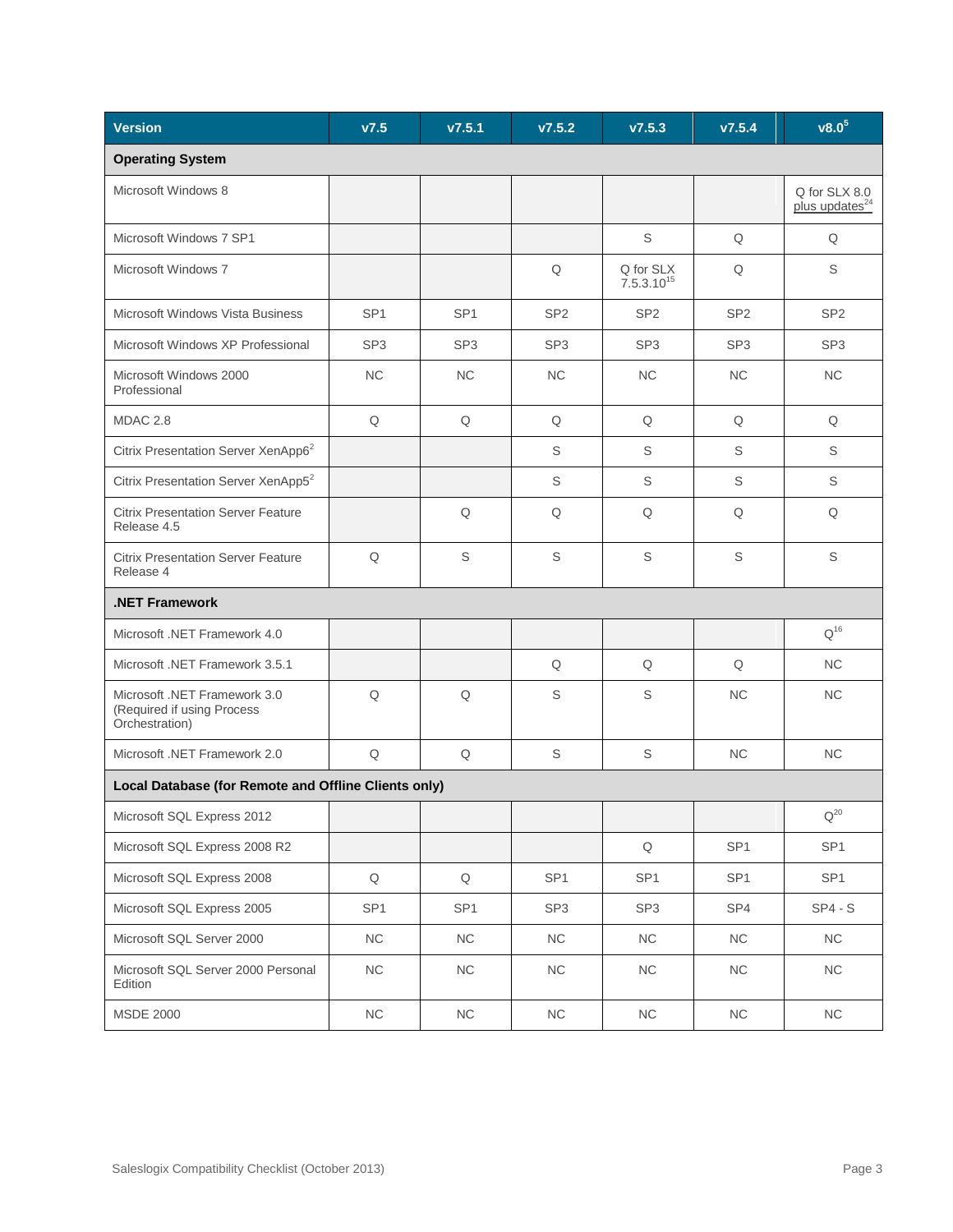| Version | v7.5 | v7.5.1 | v7.5.2 | v7.5.3 | v7.5.4 | v8.0[5] |
|---|---|---|---|---|---|---|
| **Operating System** | | | | | | |
| Microsoft Windows 8 | | | | | | Q for SLX 8.0 plus updates[24] |
| Microsoft Windows 7 SP1 | | | | S | Q | Q |
| Microsoft Windows 7 | | | Q | Q for SLX 7.5.3.10[15] | Q | S |
| Microsoft Windows Vista Business | SP1 | SP1 | SP2 | SP2 | SP2 | SP2 |
| Microsoft Windows XP Professional | SP3 | SP3 | SP3 | SP3 | SP3 | SP3 |
| Microsoft Windows 2000 Professional | NC | NC | NC | NC | NC | NC |
| MDAC 2.8 | Q | Q | Q | Q | Q | Q |
| Citrix Presentation Server XenApp6[2] | | | S | S | S | S |
| Citrix Presentation Server XenApp5[2] | | | S | S | S | S |
| Citrix Presentation Server Feature Release 4.5 | | Q | Q | Q | Q | Q |
| Citrix Presentation Server Feature Release 4 | Q | S | S | S | S | S |
| **.NET Framework** | | | | | | |
| Microsoft .NET Framework 4.0 | | | | | | Q[16] |
| Microsoft .NET Framework 3.5.1 | | | Q | Q | Q | NC |
| Microsoft .NET Framework 3.0 (Required if using Process Orchestration) | Q | Q | S | S | NC | NC |
| Microsoft .NET Framework 2.0 | Q | Q | S | S | NC | NC |
| **Local Database (for Remote and Offline Clients only)** | | | | | | |
| Microsoft SQL Express 2012 | | | | | | Q[20] |
| Microsoft SQL Express 2008 R2 | | | | Q | SP1 | SP1 |
| Microsoft SQL Express 2008 | Q | Q | SP1 | SP1 | SP1 | SP1 |
| Microsoft SQL Express 2005 | SP1 | SP1 | SP3 | SP3 | SP4 | SP4 - S |
| Microsoft SQL Server 2000 | NC | NC | NC | NC | NC | NC |
| Microsoft SQL Server 2000 Personal Edition | NC | NC | NC | NC | NC | NC |
| MSDE 2000 | NC | NC | NC | NC | NC | NC |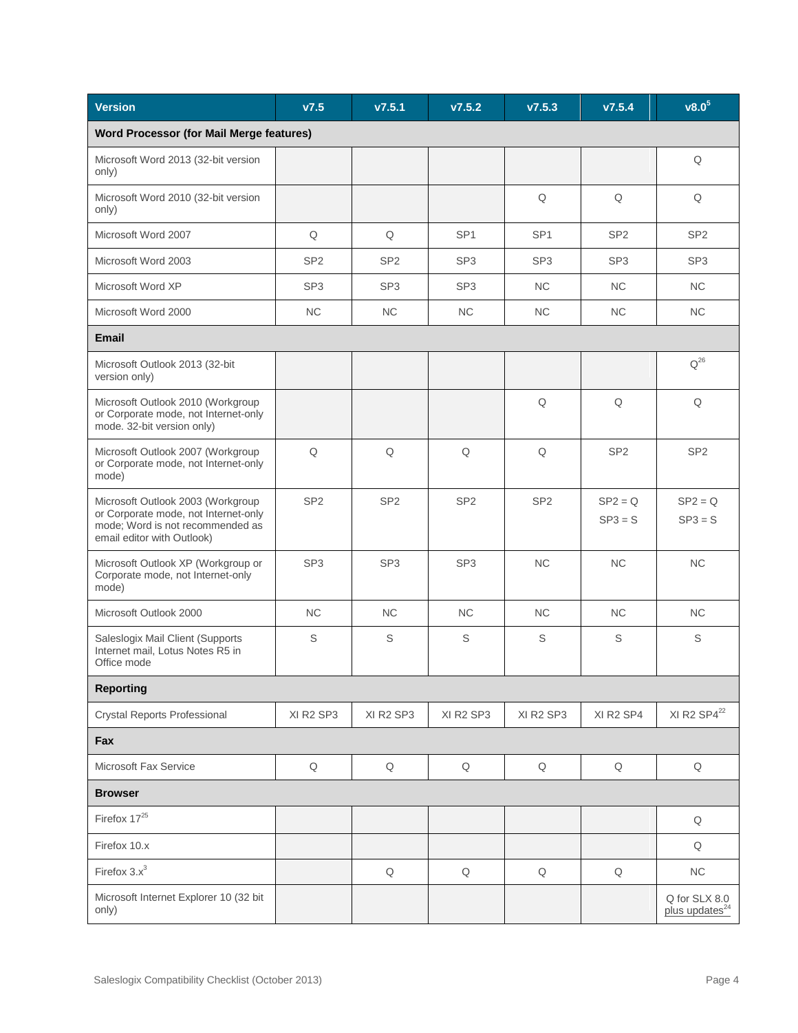| Version | v7.5 | v7.5.1 | v7.5.2 | v7.5.3 | v7.5.4 | v8.0[5] |
|---|---|---|---|---|---|---|
| **Word Processor (for Mail Merge features)** | | | | | | |
| Microsoft Word 2013 (32-bit version only) | | | | | | Q |
| Microsoft Word 2010 (32-bit version only) | | | | Q | Q | Q |
| Microsoft Word 2007 | Q | Q | SP1 | SP1 | SP2 | SP2 |
| Microsoft Word 2003 | SP2 | SP2 | SP3 | SP3 | SP3 | SP3 |
| Microsoft Word XP | SP3 | SP3 | SP3 | NC | NC | NC |
| Microsoft Word 2000 | NC | NC | NC | NC | NC | NC |
| **Email** | | | | | | |
| Microsoft Outlook 2013 (32-bit version only) | | | | | | Q[26] |
| Microsoft Outlook 2010 (Workgroup or Corporate mode, not Internet-only mode. 32-bit version only) | | | | Q | Q | Q |
| Microsoft Outlook 2007 (Workgroup or Corporate mode, not Internet-only mode) | Q | Q | Q | Q | SP2 | SP2 |
| Microsoft Outlook 2003 (Workgroup or Corporate mode, not Internet-only mode; Word is not recommended as email editor with Outlook) | SP2 | SP2 | SP2 | SP2 | SP2 = Q<br>SP3 = S | SP2 = Q<br>SP3 = S |
| Microsoft Outlook XP (Workgroup or Corporate mode, not Internet-only mode) | SP3 | SP3 | SP3 | NC | NC | NC |
| Microsoft Outlook 2000 | NC | NC | NC | NC | NC | NC |
| Saleslogix Mail Client (Supports Internet mail, Lotus Notes R5 in Office mode | S | S | S | S | S | S |
| **Reporting** | | | | | | |
| Crystal Reports Professional | XI R2 SP3 | XI R2 SP3 | XI R2 SP3 | XI R2 SP3 | XI R2 SP4 | XI R2 SP4[22] |
| **Fax** | | | | | | |
| Microsoft Fax Service | Q | Q | Q | Q | Q | Q |
| **Browser** | | | | | | |
| Firefox 17[25] | | | | | | Q |
| Firefox 10.x | | | | | | Q |
| Firefox 3.x[3] | | Q | Q | Q | Q | NC |
| Microsoft Internet Explorer 10 (32 bit only) | | | | | | Q for SLX 8.0 plus updates[24] |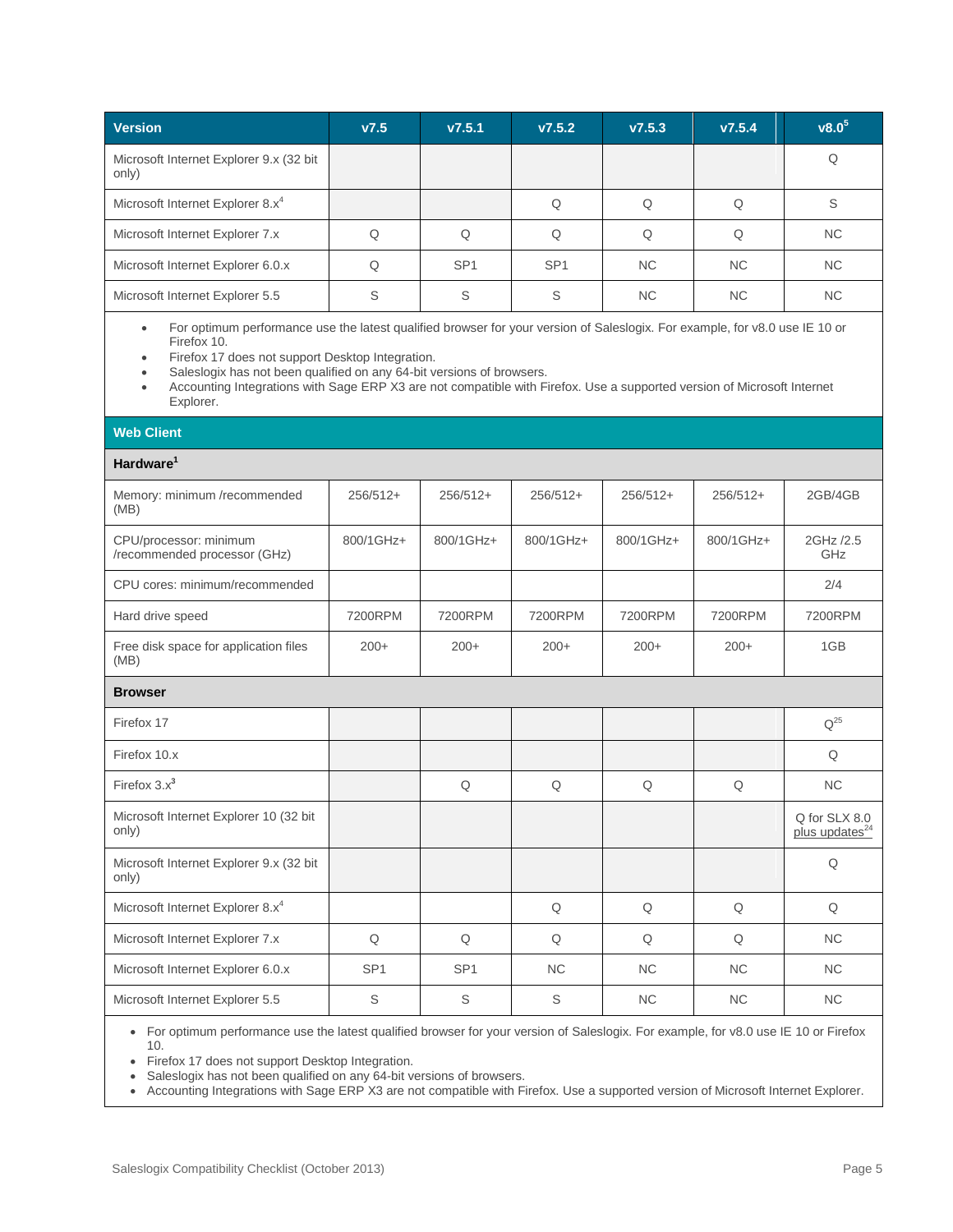| Version | v7.5 | v7.5.1 | v7.5.2 | v7.5.3 | v7.5.4 | v8.0[5] |
|---|---|---|---|---|---|---|
| Microsoft Internet Explorer 9.x (32 bit only) | | | | | | Q |
| Microsoft Internet Explorer 8.x[4] | | | Q | Q | Q | S |
| Microsoft Internet Explorer 7.x | Q | Q | Q | Q | Q | NC |
| Microsoft Internet Explorer 6.0.x | Q | SP1 | SP1 | NC | NC | NC |
| Microsoft Internet Explorer 5.5 | S | S | S | NC | NC | NC |

- For optimum performance use the latest qualified browser for your version of Saleslogix. For example, for v8.0 use IE 10 or Firefox 10.
- Firefox 17 does not support Desktop Integration.
- Saleslogix has not been qualified on any 64-bit versions of browsers.
- Accounting Integrations with Sage ERP X3 are not compatible with Firefox. Use a supported version of Microsoft Internet Explorer.

## Web Client

| Hardware[1] | v7.5 | v7.5.1 | v7.5.2 | v7.5.3 | v7.5.4 | v8.0 |
|---|---|---|---|---|---|---|
| Memory: minimum /recommended (MB) | 256/512+ | 256/512+ | 256/512+ | 256/512+ | 256/512+ | 2GB/4GB |
| CPU/processor: minimum /recommended processor (GHz) | 800/1GHz+ | 800/1GHz+ | 800/1GHz+ | 800/1GHz+ | 800/1GHz+ | 2GHz /2.5 GHz |
| CPU cores: minimum/recommended | | | | | | 2/4 |
| Hard drive speed | 7200RPM | 7200RPM | 7200RPM | 7200RPM | 7200RPM | 7200RPM |
| Free disk space for application files (MB) | 200+ | 200+ | 200+ | 200+ | 200+ | 1GB |
| **Browser** | | | | | | |
| Firefox 17 | | | | | | Q[25] |
| Firefox 10.x | | | | | | Q |
| Firefox 3.x[3] | | Q | Q | Q | Q | NC |
| Microsoft Internet Explorer 10 (32 bit only) | | | | | | Q for SLX 8.0 plus updates[24] |
| Microsoft Internet Explorer 9.x (32 bit only) | | | | | | Q |
| Microsoft Internet Explorer 8.x[4] | | | Q | Q | Q | Q |
| Microsoft Internet Explorer 7.x | Q | Q | Q | Q | Q | NC |
| Microsoft Internet Explorer 6.0.x | SP1 | SP1 | NC | NC | NC | NC |
| Microsoft Internet Explorer 5.5 | S | S | S | NC | NC | NC |

- For optimum performance use the latest qualified browser for your version of Saleslogix. For example, for v8.0 use IE 10 or Firefox 10.
- Firefox 17 does not support Desktop Integration.
- Saleslogix has not been qualified on any 64-bit versions of browsers.
- Accounting Integrations with Sage ERP X3 are not compatible with Firefox. Use a supported version of Microsoft Internet Explorer.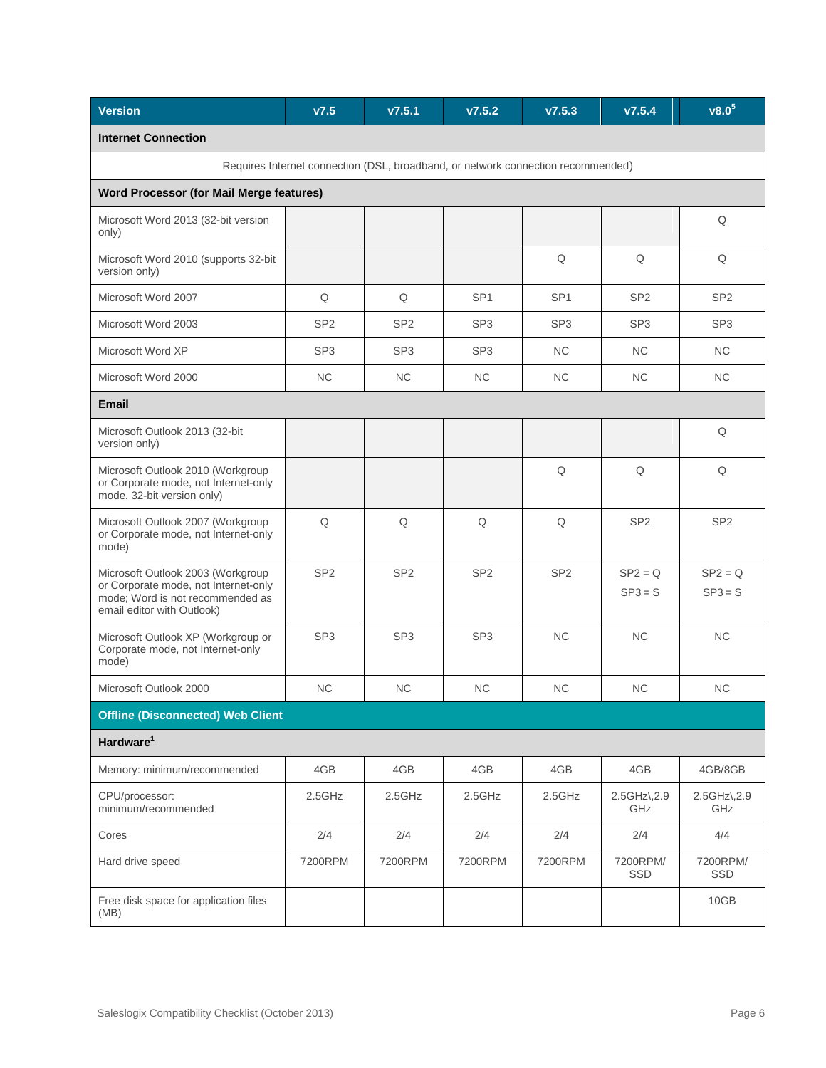| Version | v7.5 | v7.5.1 | v7.5.2 | v7.5.3 | v7.5.4 | v8.0[5] |
|---|---|---|---|---|---|---|
| **Internet Connection** | | | | | | |
| Requires Internet connection (DSL, broadband, or network connection recommended) | | | | | | |
| **Word Processor (for Mail Merge features)** | | | | | | |
| Microsoft Word 2013 (32-bit version only) | | | | | | Q |
| Microsoft Word 2010 (supports 32-bit version only) | | | | Q | Q | Q |
| Microsoft Word 2007 | Q | Q | SP1 | SP1 | SP2 | SP2 |
| Microsoft Word 2003 | SP2 | SP2 | SP3 | SP3 | SP3 | SP3 |
| Microsoft Word XP | SP3 | SP3 | SP3 | NC | NC | NC |
| Microsoft Word 2000 | NC | NC | NC | NC | NC | NC |
| **Email** | | | | | | |
| Microsoft Outlook 2013 (32-bit version only) | | | | | | Q |
| Microsoft Outlook 2010 (Workgroup or Corporate mode, not Internet-only mode. 32-bit version only) | | | | Q | Q | Q |
| Microsoft Outlook 2007 (Workgroup or Corporate mode, not Internet-only mode) | Q | Q | Q | Q | SP2 | SP2 |
| Microsoft Outlook 2003 (Workgroup or Corporate mode, not Internet-only mode; Word is not recommended as email editor with Outlook) | SP2 | SP2 | SP2 | SP2 | SP2 = Q<br>SP3 = S | SP2 = Q<br>SP3 = S |
| Microsoft Outlook XP (Workgroup or Corporate mode, not Internet-only mode) | SP3 | SP3 | SP3 | NC | NC | NC |
| Microsoft Outlook 2000 | NC | NC | NC | NC | NC | NC |
| **Offline (Disconnected) Web Client** | | | | | | |
| **Hardware[1]** | | | | | | |
| Memory: minimum/recommended | 4GB | 4GB | 4GB | 4GB | 4GB | 4GB/8GB |
| CPU/processor: minimum/recommended | 2.5GHz | 2.5GHz | 2.5GHz | 2.5GHz | 2.5GHz\,2.9 GHz | 2.5GHz\,2.9 GHz |
| Cores | 2/4 | 2/4 | 2/4 | 2/4 | 2/4 | 4/4 |
| Hard drive speed | 7200RPM | 7200RPM | 7200RPM | 7200RPM | 7200RPM/ SSD | 7200RPM/ SSD |
| Free disk space for application files (MB) | | | | | | 10GB |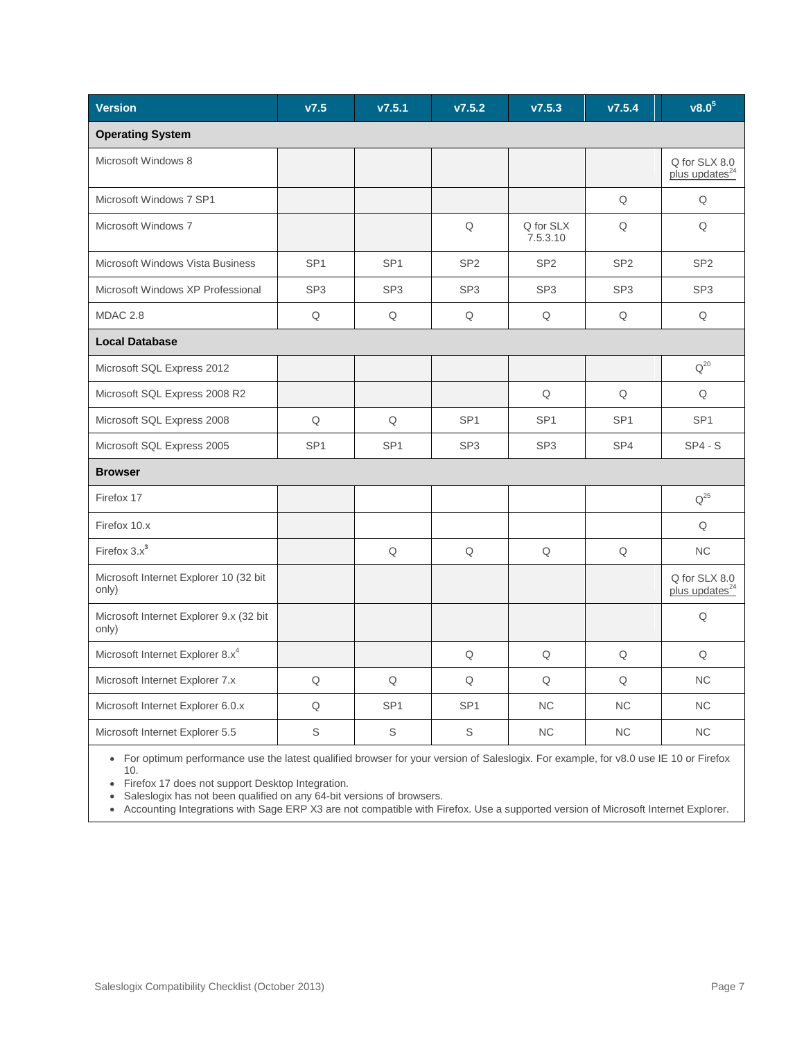| Version | v7.5 | v7.5.1 | v7.5.2 | v7.5.3 | v7.5.4 | v8.0[5] |
|---|---|---|---|---|---|---|
| **Operating System** | | | | | | |
| Microsoft Windows 8 | | | | | | Q for SLX 8.0 plus updates[24] |
| Microsoft Windows 7 SP1 | | | | | Q | Q |
| Microsoft Windows 7 | | | Q | Q for SLX 7.5.3.10 | Q | Q |
| Microsoft Windows Vista Business | SP1 | SP1 | SP2 | SP2 | SP2 | SP2 |
| Microsoft Windows XP Professional | SP3 | SP3 | SP3 | SP3 | SP3 | SP3 |
| MDAC 2.8 | Q | Q | Q | Q | Q | Q |
| **Local Database** | | | | | | |
| Microsoft SQL Express 2012 | | | | | | Q[20] |
| Microsoft SQL Express 2008 R2 | | | | Q | Q | Q |
| Microsoft SQL Express 2008 | Q | Q | SP1 | SP1 | SP1 | SP1 |
| Microsoft SQL Express 2005 | SP1 | SP1 | SP3 | SP3 | SP4 | SP4 - S |
| **Browser** | | | | | | |
| Firefox 17 | | | | | | Q[25] |
| Firefox 10.x | | | | | | Q |
| Firefox 3.x[3] | | Q | Q | Q | Q | NC |
| Microsoft Internet Explorer 10 (32 bit only) | | | | | | Q for SLX 8.0 plus updates[24] |
| Microsoft Internet Explorer 9.x (32 bit only) | | | | | | Q |
| Microsoft Internet Explorer 8.x[4] | | | Q | Q | Q | Q |
| Microsoft Internet Explorer 7.x | Q | Q | Q | Q | Q | NC |
| Microsoft Internet Explorer 6.0.x | Q | SP1 | SP1 | NC | NC | NC |
| Microsoft Internet Explorer 5.5 | S | S | S | NC | NC | NC |

- For optimum performance use the latest qualified browser for your version of Saleslogix. For example, for v8.0 use IE 10 or Firefox 10.
- Firefox 17 does not support Desktop Integration.
- Saleslogix has not been qualified on any 64-bit versions of browsers.
- Accounting Integrations with Sage ERP X3 are not compatible with Firefox. Use a supported version of Microsoft Internet Explorer.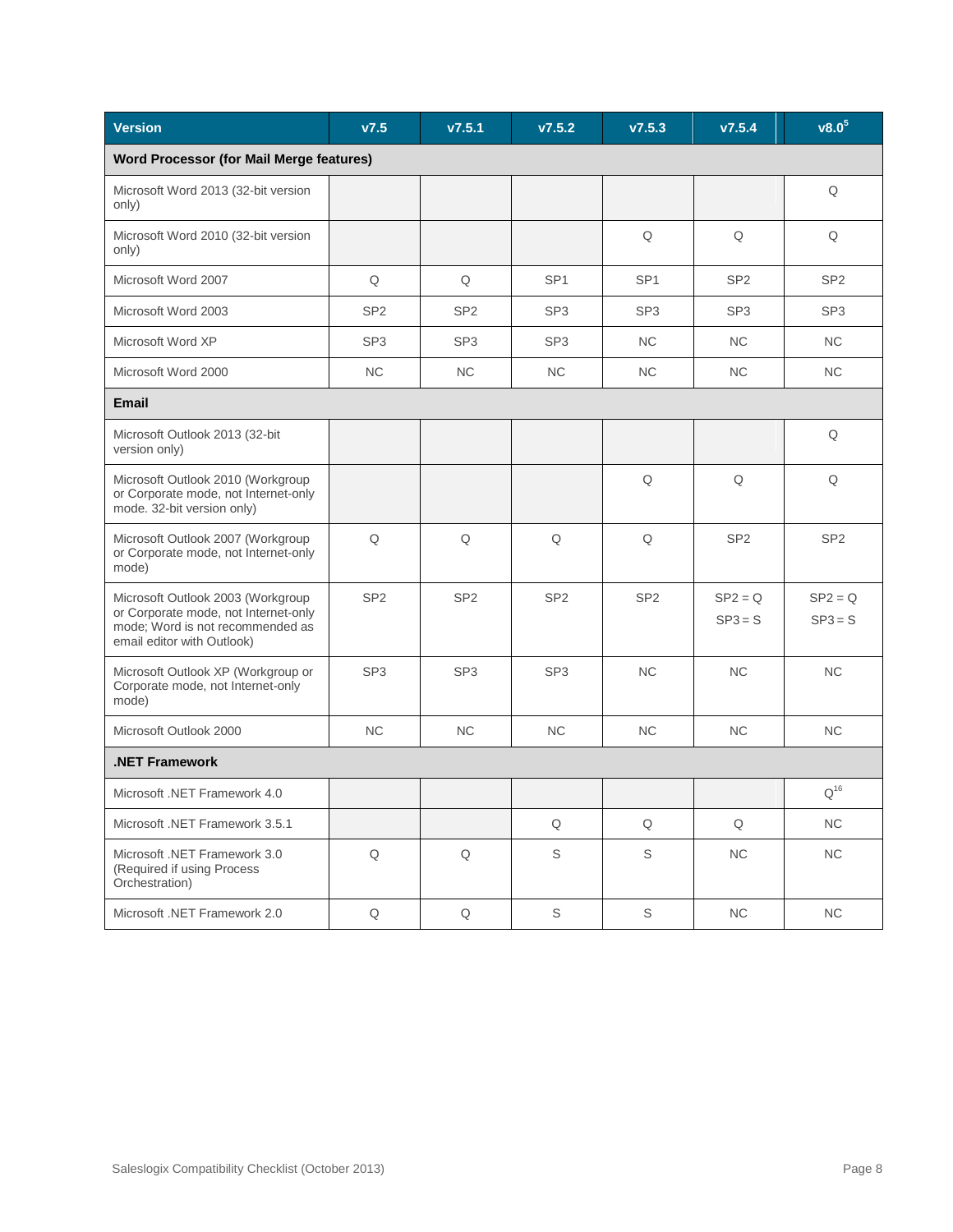| Version | v7.5 | v7.5.1 | v7.5.2 | v7.5.3 | v7.5.4 | v8.0[5] |
|---|---|---|---|---|---|---|
| **Word Processor (for Mail Merge features)** | | | | | | |
| Microsoft Word 2013 (32-bit version only) | | | | | | Q |
| Microsoft Word 2010 (32-bit version only) | | | | Q | Q | Q |
| Microsoft Word 2007 | Q | Q | SP1 | SP1 | SP2 | SP2 |
| Microsoft Word 2003 | SP2 | SP2 | SP3 | SP3 | SP3 | SP3 |
| Microsoft Word XP | SP3 | SP3 | SP3 | NC | NC | NC |
| Microsoft Word 2000 | NC | NC | NC | NC | NC | NC |
| **Email** | | | | | | |
| Microsoft Outlook 2013 (32-bit version only) | | | | | | Q |
| Microsoft Outlook 2010 (Workgroup or Corporate mode, not Internet-only mode. 32-bit version only) | | | | Q | Q | Q |
| Microsoft Outlook 2007 (Workgroup or Corporate mode, not Internet-only mode) | Q | Q | Q | Q | SP2 | SP2 |
| Microsoft Outlook 2003 (Workgroup or Corporate mode, not Internet-only mode; Word is not recommended as email editor with Outlook) | SP2 | SP2 | SP2 | SP2 | SP2 = Q<br>SP3 = S | SP2 = Q<br>SP3 = S |
| Microsoft Outlook XP (Workgroup or Corporate mode, not Internet-only mode) | SP3 | SP3 | SP3 | NC | NC | NC |
| Microsoft Outlook 2000 | NC | NC | NC | NC | NC | NC |
| **.NET Framework** | | | | | | |
| Microsoft .NET Framework 4.0 | | | | | | Q[16] |
| Microsoft .NET Framework 3.5.1 | | | Q | Q | Q | NC |
| Microsoft .NET Framework 3.0 (Required if using Process Orchestration) | Q | Q | S | S | NC | NC |
| Microsoft .NET Framework 2.0 | Q | Q | S | S | NC | NC |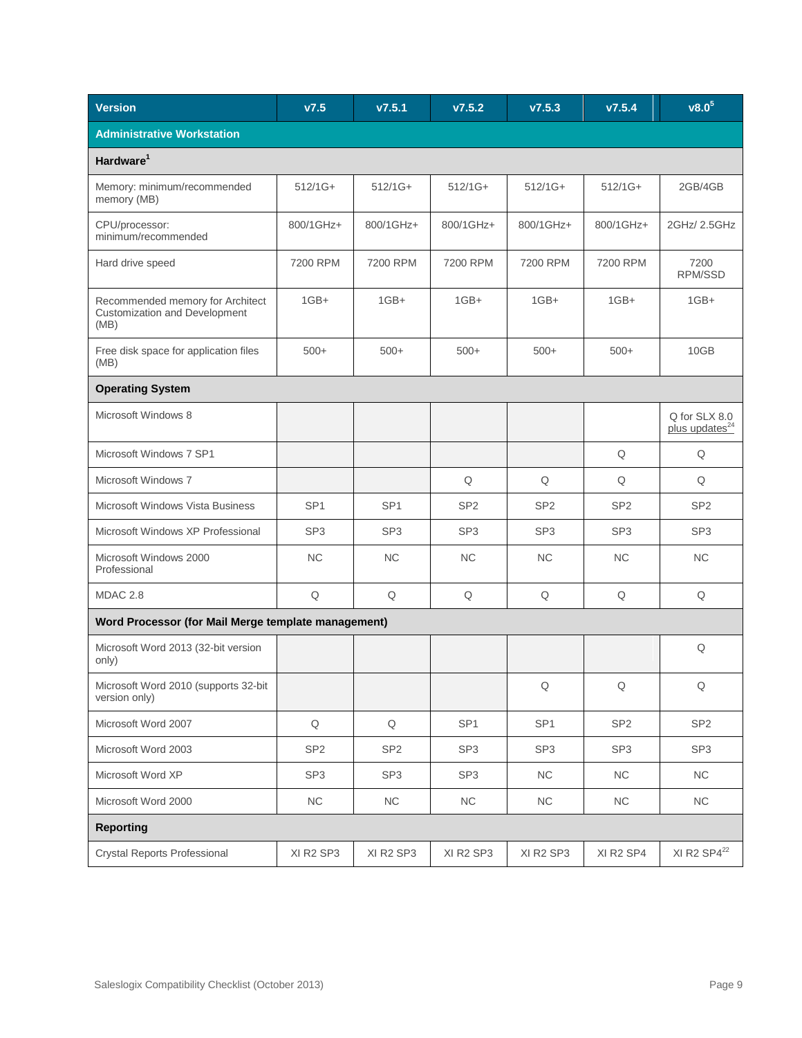| Version | v7.5 | v7.5.1 | v7.5.2 | v7.5.3 | v7.5.4 | v8.0[5] |
|---|---|---|---|---|---|---|
| **Administrative Workstation** | | | | | | |
| **Hardware[1]** | | | | | | |
| Memory: minimum/recommended memory (MB) | 512/1G+ | 512/1G+ | 512/1G+ | 512/1G+ | 512/1G+ | 2GB/4GB |
| CPU/processor: minimum/recommended | 800/1GHz+ | 800/1GHz+ | 800/1GHz+ | 800/1GHz+ | 800/1GHz+ | 2GHz/ 2.5GHz |
| Hard drive speed | 7200 RPM | 7200 RPM | 7200 RPM | 7200 RPM | 7200 RPM | 7200 RPM/SSD |
| Recommended memory for Architect Customization and Development (MB) | 1GB+ | 1GB+ | 1GB+ | 1GB+ | 1GB+ | 1GB+ |
| Free disk space for application files (MB) | 500+ | 500+ | 500+ | 500+ | 500+ | 10GB |
| **Operating System** | | | | | | |
| Microsoft Windows 8 | | | | | | Q for SLX 8.0 plus updates[24] |
| Microsoft Windows 7 SP1 | | | | | Q | Q |
| Microsoft Windows 7 | | | Q | Q | Q | Q |
| Microsoft Windows Vista Business | SP1 | SP1 | SP2 | SP2 | SP2 | SP2 |
| Microsoft Windows XP Professional | SP3 | SP3 | SP3 | SP3 | SP3 | SP3 |
| Microsoft Windows 2000 Professional | NC | NC | NC | NC | NC | NC |
| MDAC 2.8 | Q | Q | Q | Q | Q | Q |
| **Word Processor (for Mail Merge template management)** | | | | | | |
| Microsoft Word 2013 (32-bit version only) | | | | | | Q |
| Microsoft Word 2010 (supports 32-bit version only) | | | | Q | Q | Q |
| Microsoft Word 2007 | Q | Q | SP1 | SP1 | SP2 | SP2 |
| Microsoft Word 2003 | SP2 | SP2 | SP3 | SP3 | SP3 | SP3 |
| Microsoft Word XP | SP3 | SP3 | SP3 | NC | NC | NC |
| Microsoft Word 2000 | NC | NC | NC | NC | NC | NC |
| **Reporting** | | | | | | |
| Crystal Reports Professional | XI R2 SP3 | XI R2 SP3 | XI R2 SP3 | XI R2 SP3 | XI R2 SP4 | XI R2 SP4[22] |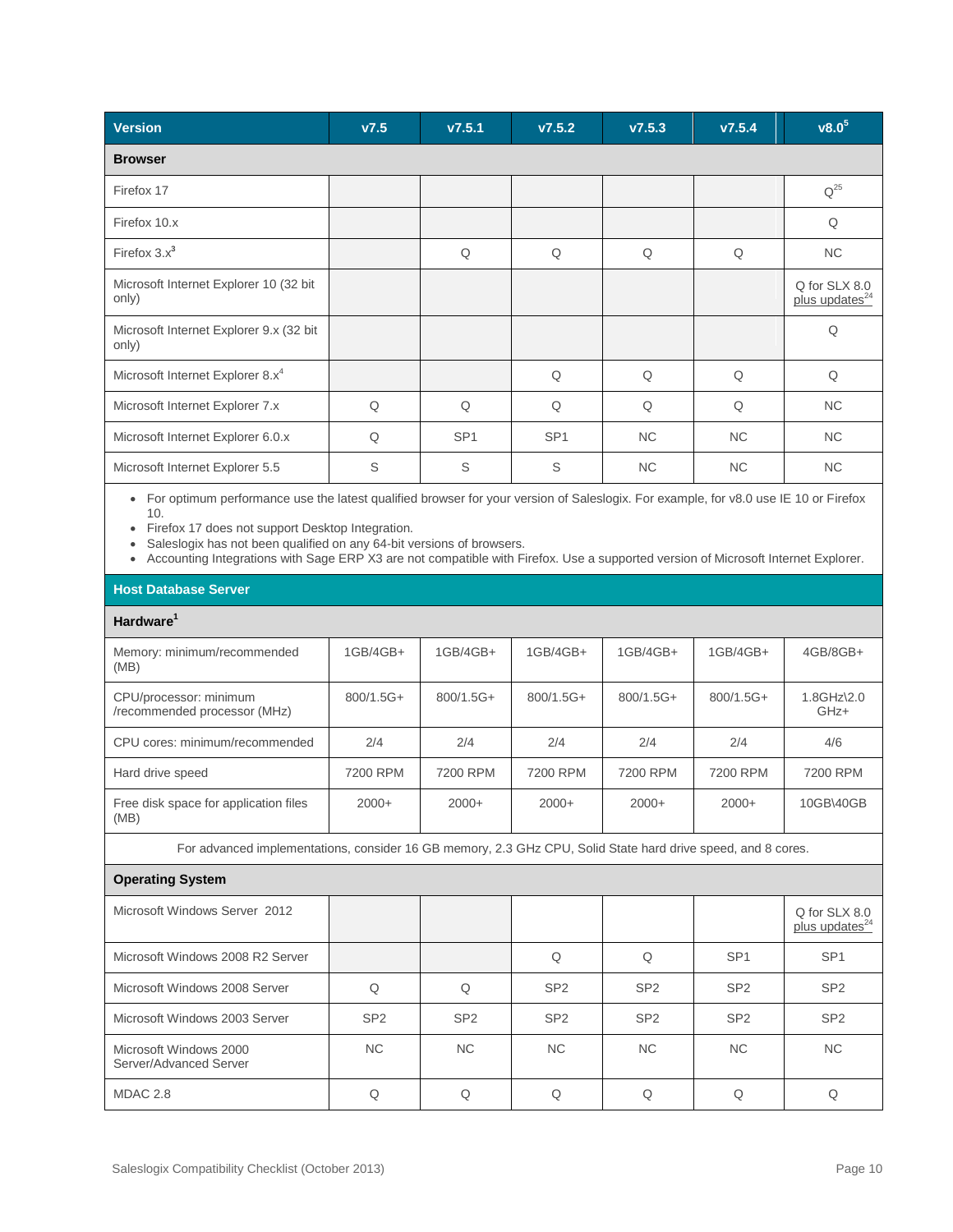| Version | v7.5 | v7.5.1 | v7.5.2 | v7.5.3 | v7.5.4 | v8.0[5] |
|---|---|---|---|---|---|---|
| **Browser** | | | | | | |
| Firefox 17 | | | | | | Q[25] |
| Firefox 10.x | | | | | | Q |
| Firefox 3.x[3] | | Q | Q | Q | Q | NC |
| Microsoft Internet Explorer 10 (32 bit only) | | | | | | Q for SLX 8.0 plus updates[24] |
| Microsoft Internet Explorer 9.x (32 bit only) | | | | | | Q |
| Microsoft Internet Explorer 8.x[4] | | | Q | Q | Q | Q |
| Microsoft Internet Explorer 7.x | Q | Q | Q | Q | Q | NC |
| Microsoft Internet Explorer 6.0.x | Q | SP1 | SP1 | NC | NC | NC |
| Microsoft Internet Explorer 5.5 | S | S | S | NC | NC | NC |

- For optimum performance use the latest qualified browser for your version of Saleslogix. For example, for v8.0 use IE 10 or Firefox 10.
- Firefox 17 does not support Desktop Integration.
- Saleslogix has not been qualified on any 64-bit versions of browsers.
- Accounting Integrations with Sage ERP X3 are not compatible with Firefox. Use a supported version of Microsoft Internet Explorer.

| Host Database Server | v7.5 | v7.5.1 | v7.5.2 | v7.5.3 | v7.5.4 | v8.0 |
|---|---|---|---|---|---|---|
| **Hardware[1]** | | | | | | |
| Memory: minimum/recommended (MB) | 1GB/4GB+ | 1GB/4GB+ | 1GB/4GB+ | 1GB/4GB+ | 1GB/4GB+ | 4GB/8GB+ |
| CPU/processor: minimum /recommended processor (MHz) | 800/1.5G+ | 800/1.5G+ | 800/1.5G+ | 800/1.5G+ | 800/1.5G+ | 1.8GHz\2.0 GHz+ |
| CPU cores: minimum/recommended | 2/4 | 2/4 | 2/4 | 2/4 | 2/4 | 4/6 |
| Hard drive speed | 7200 RPM | 7200 RPM | 7200 RPM | 7200 RPM | 7200 RPM | 7200 RPM |
| Free disk space for application files (MB) | 2000+ | 2000+ | 2000+ | 2000+ | 2000+ | 10GB\40GB |
| For advanced implementations, consider 16 GB memory, 2.3 GHz CPU, Solid State hard drive speed, and 8 cores. | | | | | | |
| **Operating System** | | | | | | |
| Microsoft Windows Server 2012 | | | | | | Q for SLX 8.0 plus updates[24] |
| Microsoft Windows 2008 R2 Server | | | Q | Q | SP1 | SP1 |
| Microsoft Windows 2008 Server | Q | Q | SP2 | SP2 | SP2 | SP2 |
| Microsoft Windows 2003 Server | SP2 | SP2 | SP2 | SP2 | SP2 | SP2 |
| Microsoft Windows 2000 Server/Advanced Server | NC | NC | NC | NC | NC | NC |
| MDAC 2.8 | Q | Q | Q | Q | Q | Q |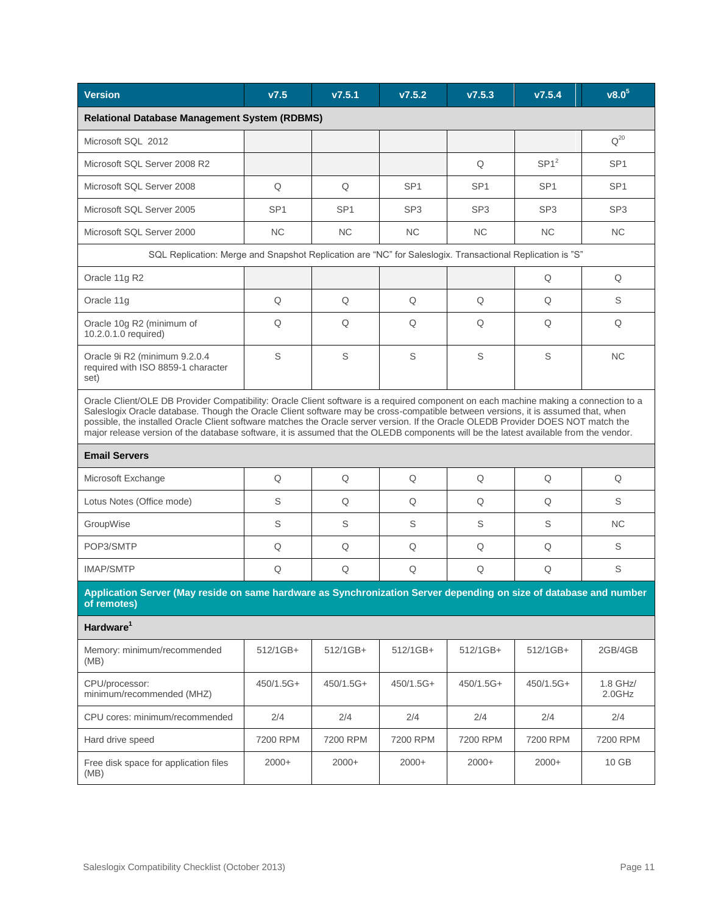| Version | v7.5 | v7.5.1 | v7.5.2 | v7.5.3 | v7.5.4 | v8.0[5] |
|---|---|---|---|---|---|---|
| **Relational Database Management System (RDBMS)** | | | | | | |
| Microsoft SQL 2012 | | | | | | Q[20] |
| Microsoft SQL Server 2008 R2 | | | | Q | SP1[2] | SP1 |
| Microsoft SQL Server 2008 | Q | Q | SP1 | SP1 | SP1 | SP1 |
| Microsoft SQL Server 2005 | SP1 | SP1 | SP3 | SP3 | SP3 | SP3 |
| Microsoft SQL Server 2000 | NC | NC | NC | NC | NC | NC |
| SQL Replication: Merge and Snapshot Replication are "NC" for Saleslogix. Transactional Replication is "S" | | | | | | |
| Oracle 11g R2 | | | | | Q | Q |
| Oracle 11g | Q | Q | Q | Q | Q | S |
| Oracle 10g R2 (minimum of 10.2.0.1.0 required) | Q | Q | Q | Q | Q | Q |
| Oracle 9i R2 (minimum 9.2.0.4 required with ISO 8859-1 character set) | S | S | S | S | S | NC |
| Oracle Client/OLE DB Provider Compatibility: Oracle Client software is a required component on each machine making a connection to a Saleslogix Oracle database. Though the Oracle Client software may be cross-compatible between versions, it is assumed that, when possible, the installed Oracle Client software matches the Oracle server version. If the Oracle OLEDB Provider DOES NOT match the major release version of the database software, it is assumed that the OLEDB components will be the latest available from the vendor. | | | | | | |
| **Email Servers** | | | | | | |
| Microsoft Exchange | Q | Q | Q | Q | Q | Q |
| Lotus Notes (Office mode) | S | Q | Q | Q | Q | S |
| GroupWise | S | S | S | S | S | NC |
| POP3/SMTP | Q | Q | Q | Q | Q | S |
| IMAP/SMTP | Q | Q | Q | Q | Q | S |
| **Application Server (May reside on same hardware as Synchronization Server depending on size of database and number of remotes)** | | | | | | |
| **Hardware[1]** | | | | | | |
| Memory: minimum/recommended (MB) | 512/1GB+ | 512/1GB+ | 512/1GB+ | 512/1GB+ | 512/1GB+ | 2GB/4GB |
| CPU/processor: minimum/recommended (MHZ) | 450/1.5G+ | 450/1.5G+ | 450/1.5G+ | 450/1.5G+ | 450/1.5G+ | 1.8 GHz/ 2.0GHz |
| CPU cores: minimum/recommended | 2/4 | 2/4 | 2/4 | 2/4 | 2/4 | 2/4 |
| Hard drive speed | 7200 RPM | 7200 RPM | 7200 RPM | 7200 RPM | 7200 RPM | 7200 RPM |
| Free disk space for application files (MB) | 2000+ | 2000+ | 2000+ | 2000+ | 2000+ | 10 GB |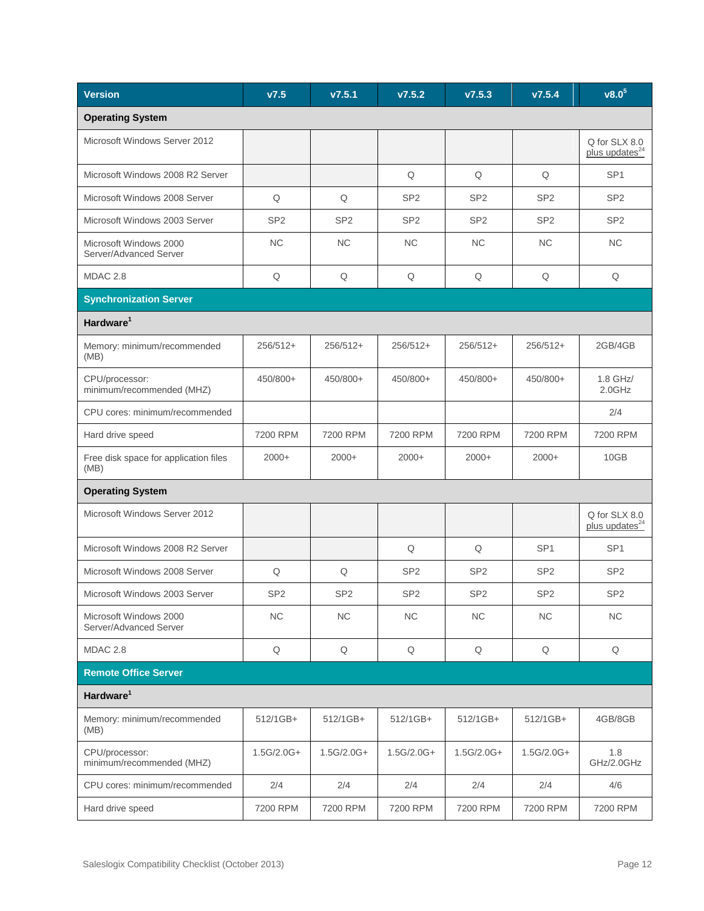| Version | v7.5 | v7.5.1 | v7.5.2 | v7.5.3 | v7.5.4 | v8.0[5] |
|---|---|---|---|---|---|---|
| **Operating System** | | | | | | |
| Microsoft Windows Server 2012 | | | | | | Q for SLX 8.0 plus updates[24] |
| Microsoft Windows 2008 R2 Server | | | Q | Q | Q | SP1 |
| Microsoft Windows 2008 Server | Q | Q | SP2 | SP2 | SP2 | SP2 |
| Microsoft Windows 2003 Server | SP2 | SP2 | SP2 | SP2 | SP2 | SP2 |
| Microsoft Windows 2000 Server/Advanced Server | NC | NC | NC | NC | NC | NC |
| MDAC 2.8 | Q | Q | Q | Q | Q | Q |
| **Synchronization Server** | | | | | | |
| **Hardware[1]** | | | | | | |
| Memory: minimum/recommended (MB) | 256/512+ | 256/512+ | 256/512+ | 256/512+ | 256/512+ | 2GB/4GB |
| CPU/processor: minimum/recommended (MHZ) | 450/800+ | 450/800+ | 450/800+ | 450/800+ | 450/800+ | 1.8 GHz/ 2.0GHz |
| CPU cores: minimum/recommended | | | | | | 2/4 |
| Hard drive speed | 7200 RPM | 7200 RPM | 7200 RPM | 7200 RPM | 7200 RPM | 7200 RPM |
| Free disk space for application files (MB) | 2000+ | 2000+ | 2000+ | 2000+ | 2000+ | 10GB |
| **Operating System** | | | | | | |
| Microsoft Windows Server 2012 | | | | | | Q for SLX 8.0 plus updates[24] |
| Microsoft Windows 2008 R2 Server | | | Q | Q | SP1 | SP1 |
| Microsoft Windows 2008 Server | Q | Q | SP2 | SP2 | SP2 | SP2 |
| Microsoft Windows 2003 Server | SP2 | SP2 | SP2 | SP2 | SP2 | SP2 |
| Microsoft Windows 2000 Server/Advanced Server | NC | NC | NC | NC | NC | NC |
| MDAC 2.8 | Q | Q | Q | Q | Q | Q |
| **Remote Office Server** | | | | | | |
| **Hardware[1]** | | | | | | |
| Memory: minimum/recommended (MB) | 512/1GB+ | 512/1GB+ | 512/1GB+ | 512/1GB+ | 512/1GB+ | 4GB/8GB |
| CPU/processor: minimum/recommended (MHZ) | 1.5G/2.0G+ | 1.5G/2.0G+ | 1.5G/2.0G+ | 1.5G/2.0G+ | 1.5G/2.0G+ | 1.8 GHz/2.0GHz |
| CPU cores: minimum/recommended | 2/4 | 2/4 | 2/4 | 2/4 | 2/4 | 4/6 |
| Hard drive speed | 7200 RPM | 7200 RPM | 7200 RPM | 7200 RPM | 7200 RPM | 7200 RPM |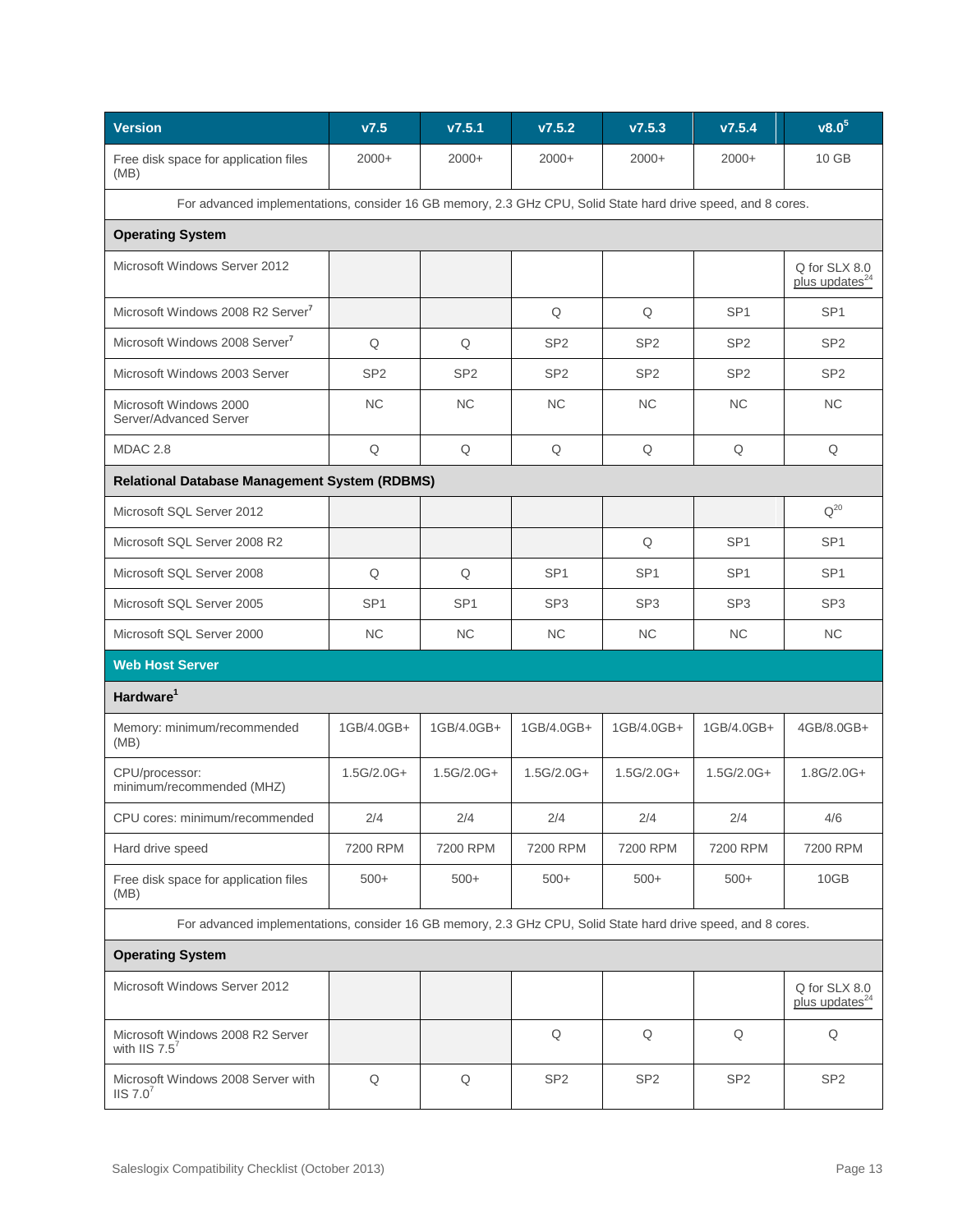| Version | v7.5 | v7.5.1 | v7.5.2 | v7.5.3 | v7.5.4 | v8.0[5] |
|---|---|---|---|---|---|---|
| Free disk space for application files (MB) | 2000+ | 2000+ | 2000+ | 2000+ | 2000+ | 10 GB |
| For advanced implementations, consider 16 GB memory, 2.3 GHz CPU, Solid State hard drive speed, and 8 cores. | | | | | | |
| **Operating System** | | | | | | |
| Microsoft Windows Server 2012 | | | | | | Q for SLX 8.0 plus updates[24] |
| Microsoft Windows 2008 R2 Server[7] | | | Q | Q | SP1 | SP1 |
| Microsoft Windows 2008 Server[7] | Q | Q | SP2 | SP2 | SP2 | SP2 |
| Microsoft Windows 2003 Server | SP2 | SP2 | SP2 | SP2 | SP2 | SP2 |
| Microsoft Windows 2000 Server/Advanced Server | NC | NC | NC | NC | NC | NC |
| MDAC 2.8 | Q | Q | Q | Q | Q | Q |
| **Relational Database Management System (RDBMS)** | | | | | | |
| Microsoft SQL Server 2012 | | | | | | Q[20] |
| Microsoft SQL Server 2008 R2 | | | | Q | SP1 | SP1 |
| Microsoft SQL Server 2008 | Q | Q | SP1 | SP1 | SP1 | SP1 |
| Microsoft SQL Server 2005 | SP1 | SP1 | SP3 | SP3 | SP3 | SP3 |
| Microsoft SQL Server 2000 | NC | NC | NC | NC | NC | NC |
| **Web Host Server** | | | | | | |
| **Hardware[1]** | | | | | | |
| Memory: minimum/recommended (MB) | 1GB/4.0GB+ | 1GB/4.0GB+ | 1GB/4.0GB+ | 1GB/4.0GB+ | 1GB/4.0GB+ | 4GB/8.0GB+ |
| CPU/processor: minimum/recommended (MHZ) | 1.5G/2.0G+ | 1.5G/2.0G+ | 1.5G/2.0G+ | 1.5G/2.0G+ | 1.5G/2.0G+ | 1.8G/2.0G+ |
| CPU cores: minimum/recommended | 2/4 | 2/4 | 2/4 | 2/4 | 2/4 | 4/6 |
| Hard drive speed | 7200 RPM | 7200 RPM | 7200 RPM | 7200 RPM | 7200 RPM | 7200 RPM |
| Free disk space for application files (MB) | 500+ | 500+ | 500+ | 500+ | 500+ | 10GB |
| For advanced implementations, consider 16 GB memory, 2.3 GHz CPU, Solid State hard drive speed, and 8 cores. | | | | | | |
| **Operating System** | | | | | | |
| Microsoft Windows Server 2012 | | | | | | Q for SLX 8.0 plus updates[24] |
| Microsoft Windows 2008 R2 Server with IIS 7.5[7] | | | Q | Q | Q | Q |
| Microsoft Windows 2008 Server with IIS 7.0[7] | Q | Q | SP2 | SP2 | SP2 | SP2 |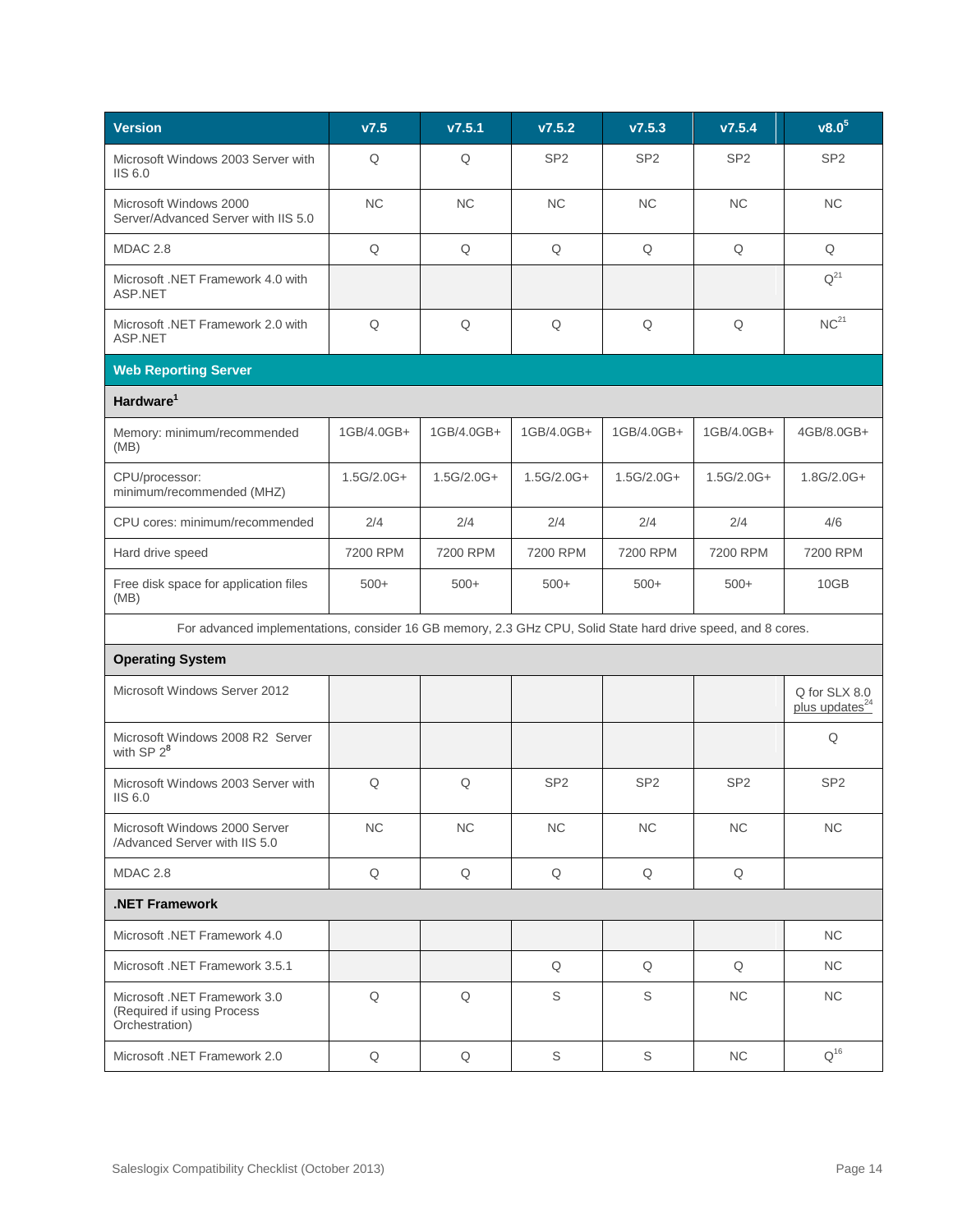| Version | v7.5 | v7.5.1 | v7.5.2 | v7.5.3 | v7.5.4 | v8.0[5] |
|---|---|---|---|---|---|---|
| Microsoft Windows 2003 Server with IIS 6.0 | Q | Q | SP2 | SP2 | SP2 | SP2 |
| Microsoft Windows 2000 Server/Advanced Server with IIS 5.0 | NC | NC | NC | NC | NC | NC |
| MDAC 2.8 | Q | Q | Q | Q | Q | Q |
| Microsoft .NET Framework 4.0 with ASP.NET | | | | | | Q[21] |
| Microsoft .NET Framework 2.0 with ASP.NET | Q | Q | Q | Q | Q | NC[21] |
| **Web Reporting Server** | | | | | | |
| **Hardware[1]** | | | | | | |
| Memory: minimum/recommended (MB) | 1GB/4.0GB+ | 1GB/4.0GB+ | 1GB/4.0GB+ | 1GB/4.0GB+ | 1GB/4.0GB+ | 4GB/8.0GB+ |
| CPU/processor: minimum/recommended (MHZ) | 1.5G/2.0G+ | 1.5G/2.0G+ | 1.5G/2.0G+ | 1.5G/2.0G+ | 1.5G/2.0G+ | 1.8G/2.0G+ |
| CPU cores: minimum/recommended | 2/4 | 2/4 | 2/4 | 2/4 | 2/4 | 4/6 |
| Hard drive speed | 7200 RPM | 7200 RPM | 7200 RPM | 7200 RPM | 7200 RPM | 7200 RPM |
| Free disk space for application files (MB) | 500+ | 500+ | 500+ | 500+ | 500+ | 10GB |
| For advanced implementations, consider 16 GB memory, 2.3 GHz CPU, Solid State hard drive speed, and 8 cores. | | | | | | |
| **Operating System** | | | | | | |
| Microsoft Windows Server 2012 | | | | | | Q for SLX 8.0 plus updates[24] |
| Microsoft Windows 2008 R2 Server with SP 2[8] | | | | | | Q |
| Microsoft Windows 2003 Server with IIS 6.0 | Q | Q | SP2 | SP2 | SP2 | SP2 |
| Microsoft Windows 2000 Server /Advanced Server with IIS 5.0 | NC | NC | NC | NC | NC | NC |
| MDAC 2.8 | Q | Q | Q | Q | Q | |
| **.NET Framework** | | | | | | |
| Microsoft .NET Framework 4.0 | | | | | | NC |
| Microsoft .NET Framework 3.5.1 | | | Q | Q | Q | NC |
| Microsoft .NET Framework 3.0 (Required if using Process Orchestration) | Q | Q | S | S | NC | NC |
| Microsoft .NET Framework 2.0 | Q | Q | S | S | NC | Q[16] |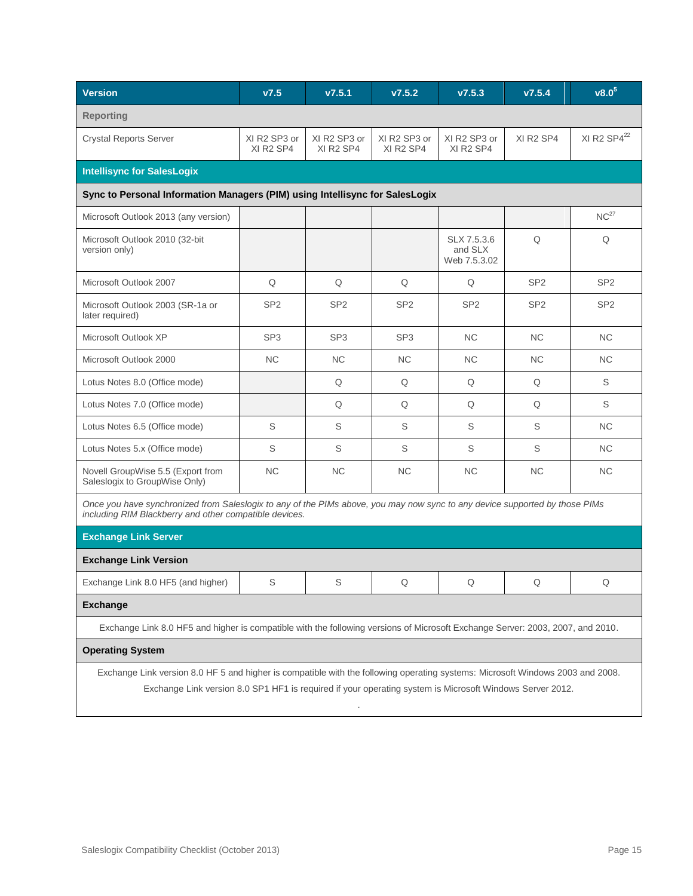| Version | v7.5 | v7.5.1 | v7.5.2 | v7.5.3 | v7.5.4 | v8.0[5] |
|---|---|---|---|---|---|---|
| **Reporting** | | | | | | |
| Crystal Reports Server | XI R2 SP3 or XI R2 SP4 | XI R2 SP3 or XI R2 SP4 | XI R2 SP3 or XI R2 SP4 | XI R2 SP3 or XI R2 SP4 | XI R2 SP4 | XI R2 SP4[22] |
| **Intellisync for SalesLogix** | | | | | | |
| **Sync to Personal Information Managers (PIM) using Intellisync for SalesLogix** | | | | | | |
| Microsoft Outlook 2013 (any version) | | | | | | NC[27] |
| Microsoft Outlook 2010 (32-bit version only) | | | | SLX 7.5.3.6 and SLX Web 7.5.3.02 | Q | Q |
| Microsoft Outlook 2007 | Q | Q | Q | Q | SP2 | SP2 |
| Microsoft Outlook 2003 (SR-1a or later required) | SP2 | SP2 | SP2 | SP2 | SP2 | SP2 |
| Microsoft Outlook XP | SP3 | SP3 | SP3 | NC | NC | NC |
| Microsoft Outlook 2000 | NC | NC | NC | NC | NC | NC |
| Lotus Notes 8.0 (Office mode) | | Q | Q | Q | Q | S |
| Lotus Notes 7.0 (Office mode) | | Q | Q | Q | Q | S |
| Lotus Notes 6.5 (Office mode) | S | S | S | S | S | NC |
| Lotus Notes 5.x (Office mode) | S | S | S | S | S | NC |
| Novell GroupWise 5.5 (Export from Saleslogix to GroupWise Only) | NC | NC | NC | NC | NC | NC |
| *Once you have synchronized from Saleslogix to any of the PIMs above, you may now sync to any device supported by those PIMs including RIM Blackberry and other compatible devices.* | | | | | | |
| **Exchange Link Server** | | | | | | |
| **Exchange Link Version** | | | | | | |
| Exchange Link 8.0 HF5 (and higher) | S | S | Q | Q | Q | Q |
| **Exchange** | | | | | | |
| Exchange Link 8.0 HF5 and higher is compatible with the following versions of Microsoft Exchange Server: 2003, 2007, and 2010. | | | | | | |
| **Operating System** | | | | | | |
| Exchange Link version 8.0 HF 5 and higher is compatible with the following operating systems: Microsoft Windows 2003 and 2008. Exchange Link version 8.0 SP1 HF1 is required if your operating system is Microsoft Windows Server 2012. | | | | | | |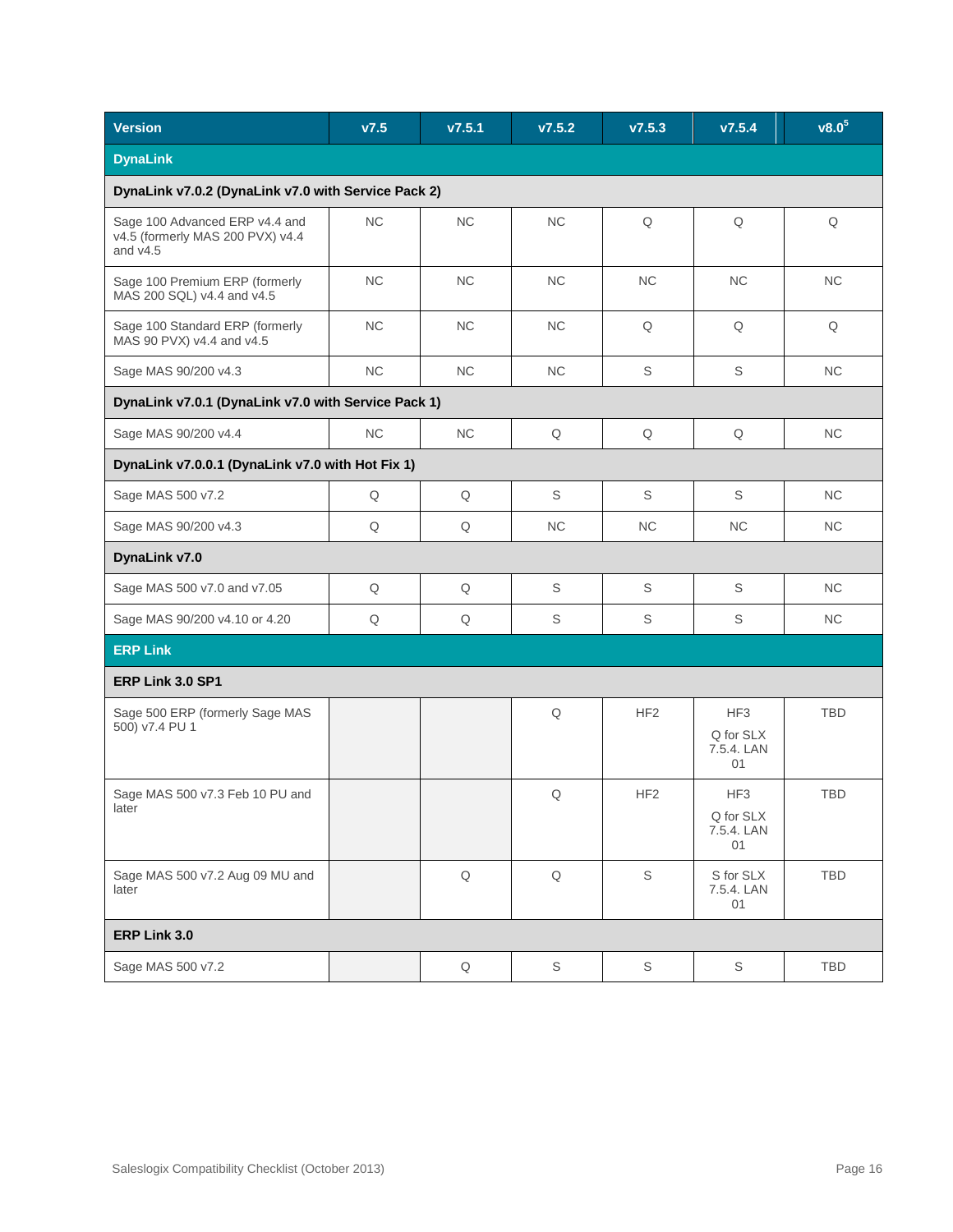| Version | v7.5 | v7.5.1 | v7.5.2 | v7.5.3 | v7.5.4 | v8.0[5] |
|---|---|---|---|---|---|---|
| **DynaLink** | | | | | | |
| **DynaLink v7.0.2 (DynaLink v7.0 with Service Pack 2)** | | | | | | |
| Sage 100 Advanced ERP v4.4 and v4.5 (formerly MAS 200 PVX) v4.4 and v4.5 | NC | NC | NC | Q | Q | Q |
| Sage 100 Premium ERP (formerly MAS 200 SQL) v4.4 and v4.5 | NC | NC | NC | NC | NC | NC |
| Sage 100 Standard ERP (formerly MAS 90 PVX) v4.4 and v4.5 | NC | NC | NC | Q | Q | Q |
| Sage MAS 90/200 v4.3 | NC | NC | NC | S | S | NC |
| **DynaLink v7.0.1 (DynaLink v7.0 with Service Pack 1)** | | | | | | |
| Sage MAS 90/200 v4.4 | NC | NC | Q | Q | Q | NC |
| **DynaLink v7.0.0.1 (DynaLink v7.0 with Hot Fix 1)** | | | | | | |
| Sage MAS 500 v7.2 | Q | Q | S | S | S | NC |
| Sage MAS 90/200 v4.3 | Q | Q | NC | NC | NC | NC |
| **DynaLink v7.0** | | | | | | |
| Sage MAS 500 v7.0 and v7.05 | Q | Q | S | S | S | NC |
| Sage MAS 90/200 v4.10 or 4.20 | Q | Q | S | S | S | NC |
| **ERP Link** | | | | | | |
| **ERP Link 3.0 SP1** | | | | | | |
| Sage 500 ERP (formerly Sage MAS 500) v7.4 PU 1 | | | Q | HF2 | HF3<br>Q for SLX 7.5.4. LAN 01 | TBD |
| Sage MAS 500 v7.3 Feb 10 PU and later | | | Q | HF2 | HF3<br>Q for SLX 7.5.4. LAN 01 | TBD |
| Sage MAS 500 v7.2 Aug 09 MU and later | | Q | Q | S | S for SLX 7.5.4. LAN 01 | TBD |
| **ERP Link 3.0** | | | | | | |
| Sage MAS 500 v7.2 | | Q | S | S | S | TBD |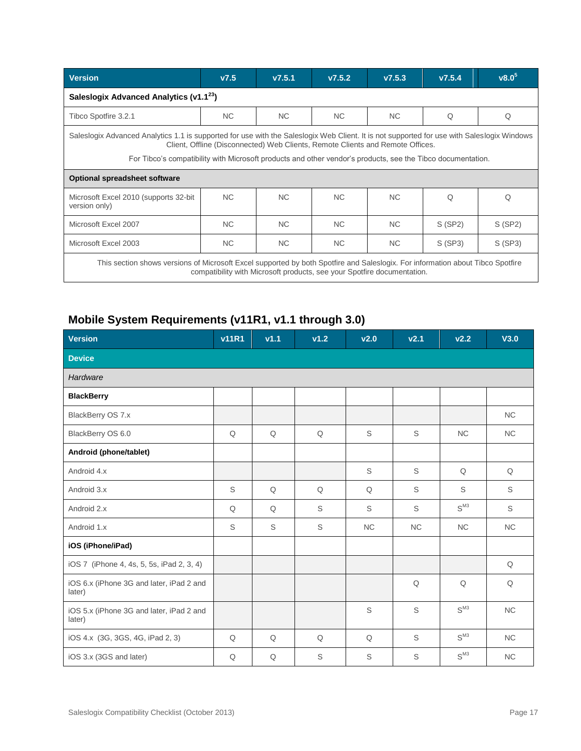| Version | v7.5 | v7.5.1 | v7.5.2 | v7.5.3 | v7.5.4 | v8.0[5] |
|---|---|---|---|---|---|---|
| **Saleslogix Advanced Analytics (v1.1[23])** | | | | | | |
| Tibco Spotfire 3.2.1 | NC | NC | NC | NC | Q | Q |
| Saleslogix Advanced Analytics 1.1 is supported for use with the Saleslogix Web Client. It is not supported for use with Saleslogix Windows Client, Offline (Disconnected) Web Clients, Remote Clients and Remote Offices. For Tibco's compatibility with Microsoft products and other vendor's products, see the Tibco documentation. | | | | | | |
| **Optional spreadsheet software** | | | | | | |
| Microsoft Excel 2010 (supports 32-bit version only) | NC | NC | NC | NC | Q | Q |
| Microsoft Excel 2007 | NC | NC | NC | NC | S (SP2) | S (SP2) |
| Microsoft Excel 2003 | NC | NC | NC | NC | S (SP3) | S (SP3) |
| This section shows versions of Microsoft Excel supported by both Spotfire and Saleslogix. For information about Tibco Spotfire compatibility with Microsoft products, see your Spotfire documentation. | | | | | | |

## Mobile System Requirements (v11R1, v1.1 through 3.0)

| Version | v11R1 | v1.1 | v1.2 | v2.0 | v2.1 | v2.2 | V3.0 |
|---|---|---|---|---|---|---|---|
| **Device** | | | | | | | |
| *Hardware* | | | | | | | |
| **BlackBerry** | | | | | | | |
| BlackBerry OS 7.x | | | | | | | NC |
| BlackBerry OS 6.0 | Q | Q | Q | S | S | NC | NC |
| **Android (phone/tablet)** | | | | | | | |
| Android 4.x | | | | S | S | Q | Q |
| Android 3.x | S | Q | Q | Q | S | S | S |
| Android 2.x | Q | Q | S | S | S | S[M3] | S |
| Android 1.x | S | S | S | NC | NC | NC | NC |
| **iOS (iPhone/iPad)** | | | | | | | |
| iOS 7 (iPhone 4, 4s, 5, 5s, iPad 2, 3, 4) | | | | | | | Q |
| iOS 6.x (iPhone 3G and later, iPad 2 and later) | | | | | Q | Q | Q |
| iOS 5.x (iPhone 3G and later, iPad 2 and later) | | | | S | S | S[M3] | NC |
| iOS 4.x (3G, 3GS, 4G, iPad 2, 3) | Q | Q | Q | Q | S | S[M3] | NC |
| iOS 3.x (3GS and later) | Q | Q | S | S | S | S[M3] | NC |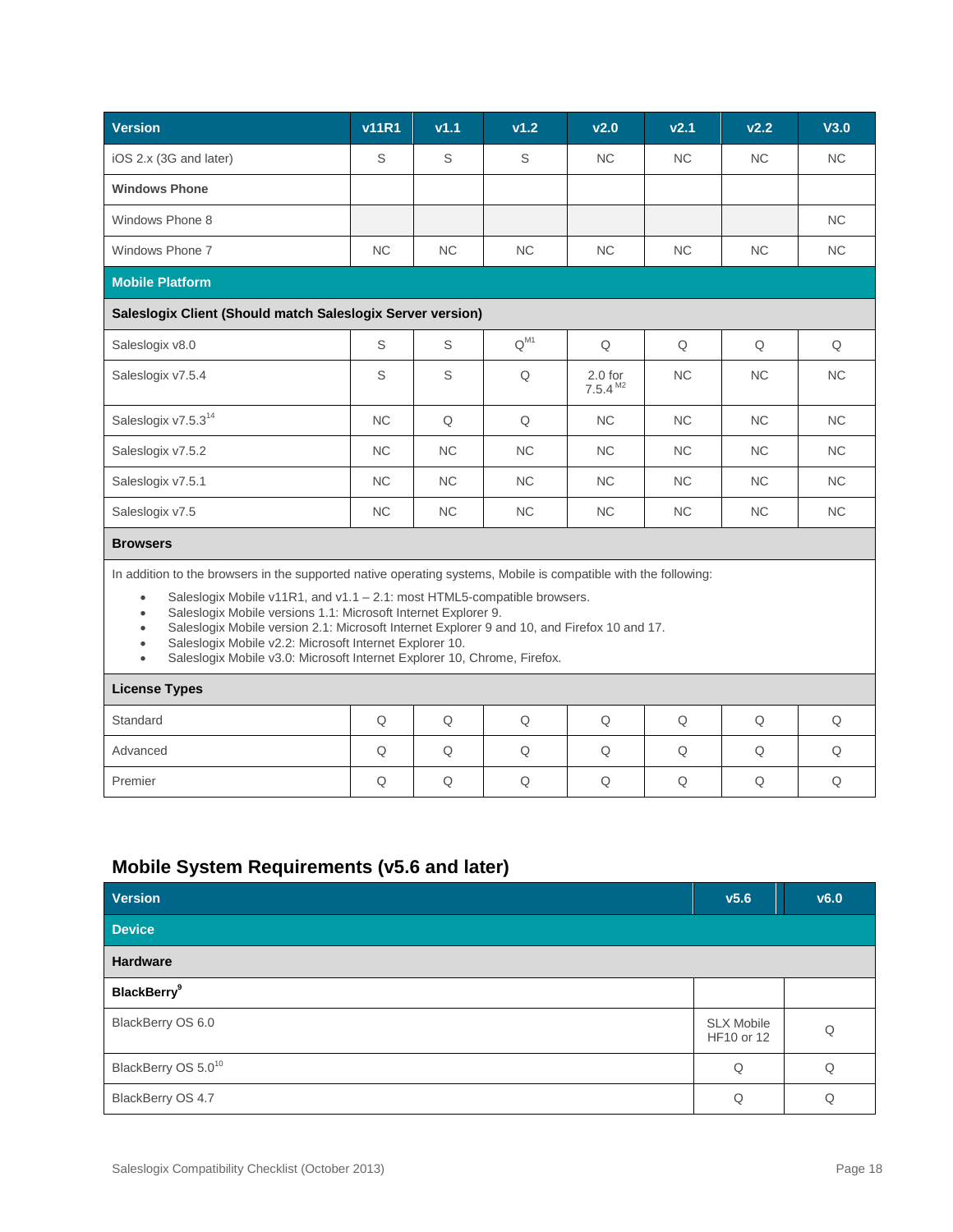| Version | v11R1 | v1.1 | v1.2 | v2.0 | v2.1 | v2.2 | V3.0 |
|---|---|---|---|---|---|---|---|
| iOS 2.x (3G and later) | S | S | S | NC | NC | NC | NC |
| **Windows Phone** | | | | | | | |
| Windows Phone 8 | | | | | | | NC |
| Windows Phone 7 | NC | NC | NC | NC | NC | NC | NC |
| **Mobile Platform** | | | | | | | |
| **Saleslogix Client (Should match Saleslogix Server version)** | | | | | | | |
| Saleslogix v8.0 | S | S | Q[M1] | Q | Q | Q | Q |
| Saleslogix v7.5.4 | S | S | Q | 2.0 for 7.5.4[M2] | NC | NC | NC |
| Saleslogix v7.5.3[14] | NC | Q | Q | NC | NC | NC | NC |
| Saleslogix v7.5.2 | NC | NC | NC | NC | NC | NC | NC |
| Saleslogix v7.5.1 | NC | NC | NC | NC | NC | NC | NC |
| Saleslogix v7.5 | NC | NC | NC | NC | NC | NC | NC |
| **Browsers** | | | | | | | |
| In addition to the browsers in the supported native operating systems, Mobile is compatible with the following:<br>• Saleslogix Mobile v11R1, and v1.1 – 2.1: most HTML5-compatible browsers.<br>• Saleslogix Mobile versions 1.1: Microsoft Internet Explorer 9.<br>• Saleslogix Mobile version 2.1: Microsoft Internet Explorer 9 and 10, and Firefox 10 and 17.<br>• Saleslogix Mobile v2.2: Microsoft Internet Explorer 10.<br>• Saleslogix Mobile v3.0: Microsoft Internet Explorer 10, Chrome, Firefox. | | | | | | | |
| **License Types** | | | | | | | |
| Standard | Q | Q | Q | Q | Q | Q | Q |
| Advanced | Q | Q | Q | Q | Q | Q | Q |
| Premier | Q | Q | Q | Q | Q | Q | Q |

## Mobile System Requirements (v5.6 and later)

| Version | v5.6 | v6.0 |
|---|---|---|
| **Device** | | |
| **Hardware** | | |
| **BlackBerry[9]** | | |
| BlackBerry OS 6.0 | SLX Mobile HF10 or 12 | Q |
| BlackBerry OS 5.0[10] | Q | Q |
| BlackBerry OS 4.7 | Q | Q |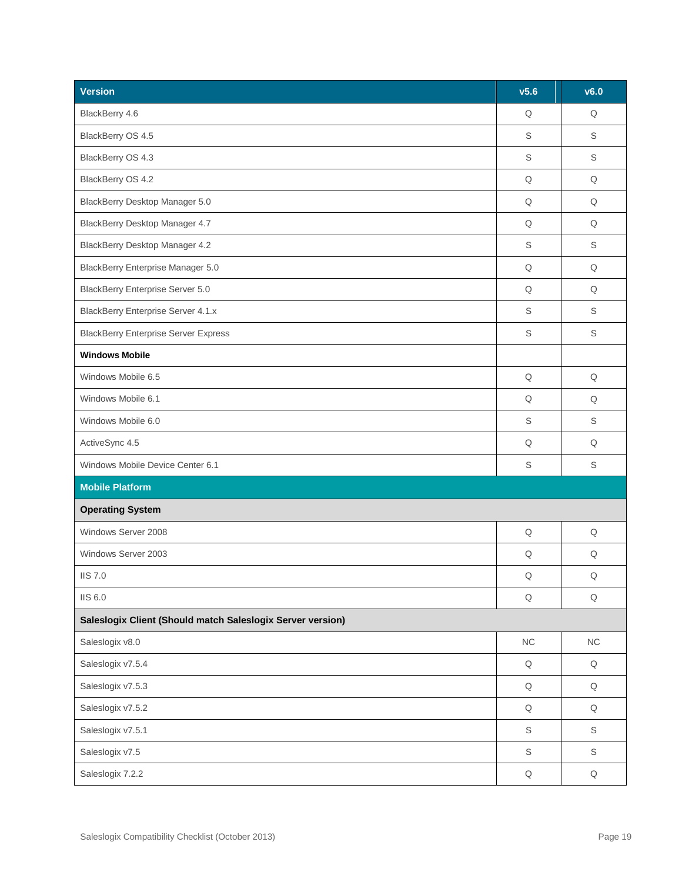| Version | v5.6 | v6.0 |
| --- | --- | --- |
| BlackBerry 4.6 | Q | Q |
| BlackBerry OS 4.5 | S | S |
| BlackBerry OS 4.3 | S | S |
| BlackBerry OS 4.2 | Q | Q |
| BlackBerry Desktop Manager 5.0 | Q | Q |
| BlackBerry Desktop Manager 4.7 | Q | Q |
| BlackBerry Desktop Manager 4.2 | S | S |
| BlackBerry Enterprise Manager 5.0 | Q | Q |
| BlackBerry Enterprise Server 5.0 | Q | Q |
| BlackBerry Enterprise Server 4.1.x | S | S |
| BlackBerry Enterprise Server Express | S | S |
| **Windows Mobile** | | |
| Windows Mobile 6.5 | Q | Q |
| Windows Mobile 6.1 | Q | Q |
| Windows Mobile 6.0 | S | S |
| ActiveSync 4.5 | Q | Q |
| Windows Mobile Device Center 6.1 | S | S |
| **Mobile Platform** | | |
| **Operating System** | | |
| Windows Server 2008 | Q | Q |
| Windows Server 2003 | Q | Q |
| IIS 7.0 | Q | Q |
| IIS 6.0 | Q | Q |
| **Saleslogix Client (Should match Saleslogix Server version)** | | |
| Saleslogix v8.0 | NC | NC |
| Saleslogix v7.5.4 | Q | Q |
| Saleslogix v7.5.3 | Q | Q |
| Saleslogix v7.5.2 | Q | Q |
| Saleslogix v7.5.1 | S | S |
| Saleslogix v7.5 | S | S |
| Saleslogix 7.2.2 | Q | Q |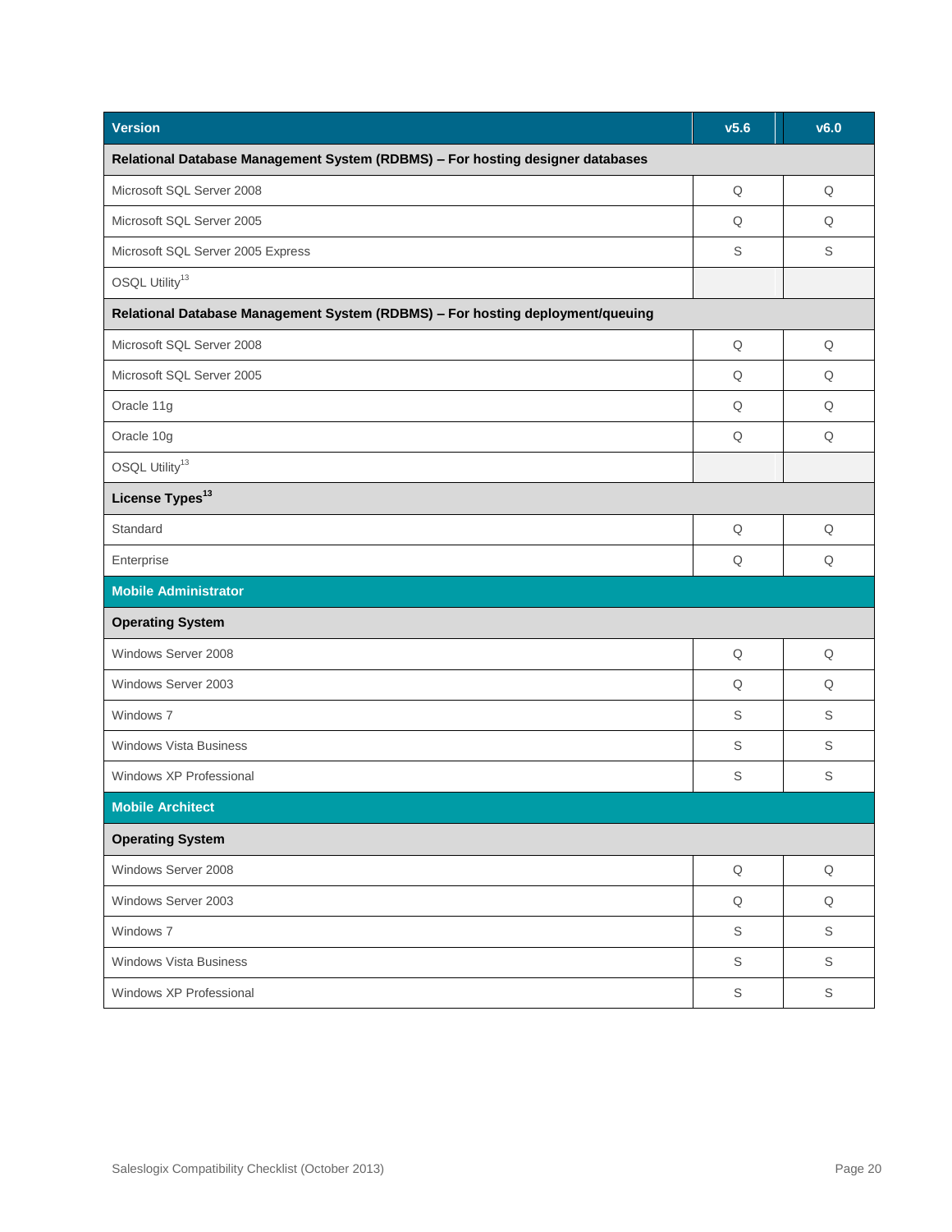| Version | v5.6 | v6.0 |
|---|---|---|
| **Relational Database Management System (RDBMS) – For hosting designer databases** | | |
| Microsoft SQL Server 2008 | Q | Q |
| Microsoft SQL Server 2005 | Q | Q |
| Microsoft SQL Server 2005 Express | S | S |
| OSQL Utility[13] | | |
| **Relational Database Management System (RDBMS) – For hosting deployment/queuing** | | |
| Microsoft SQL Server 2008 | Q | Q |
| Microsoft SQL Server 2005 | Q | Q |
| Oracle 11g | Q | Q |
| Oracle 10g | Q | Q |
| OSQL Utility[13] | | |
| **License Types[13]** | | |
| Standard | Q | Q |
| Enterprise | Q | Q |
| **Mobile Administrator** | | |
| **Operating System** | | |
| Windows Server 2008 | Q | Q |
| Windows Server 2003 | Q | Q |
| Windows 7 | S | S |
| Windows Vista Business | S | S |
| Windows XP Professional | S | S |
| **Mobile Architect** | | |
| **Operating System** | | |
| Windows Server 2008 | Q | Q |
| Windows Server 2003 | Q | Q |
| Windows 7 | S | S |
| Windows Vista Business | S | S |
| Windows XP Professional | S | S |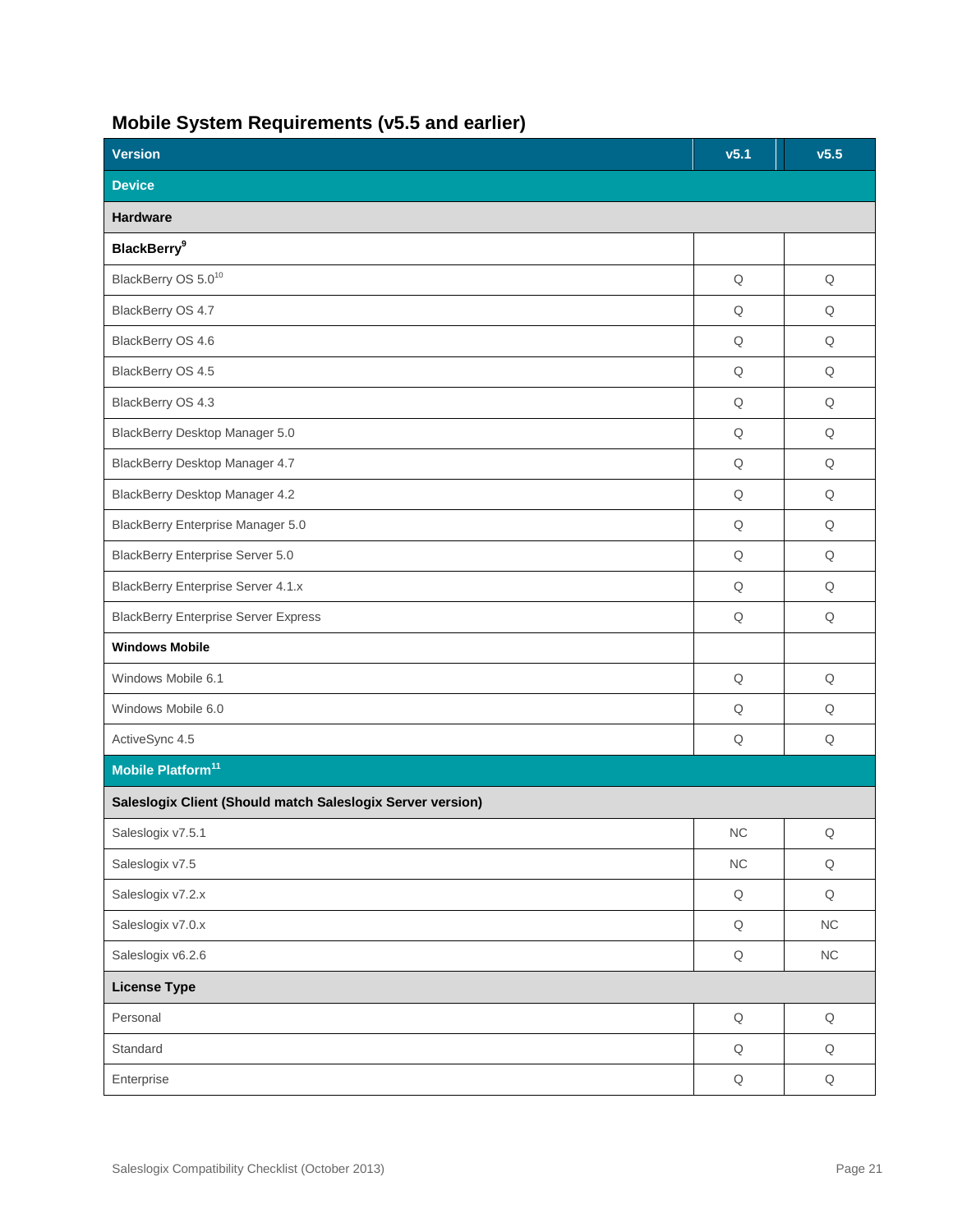## Mobile System Requirements (v5.5 and earlier)

| Version | v5.1 | v5.5 |
|---|---|---|
| **Device** | | |
| **Hardware** | | |
| **BlackBerry**[9] | | |
| BlackBerry OS 5.0[10] | Q | Q |
| BlackBerry OS 4.7 | Q | Q |
| BlackBerry OS 4.6 | Q | Q |
| BlackBerry OS 4.5 | Q | Q |
| BlackBerry OS 4.3 | Q | Q |
| BlackBerry Desktop Manager 5.0 | Q | Q |
| BlackBerry Desktop Manager 4.7 | Q | Q |
| BlackBerry Desktop Manager 4.2 | Q | Q |
| BlackBerry Enterprise Manager 5.0 | Q | Q |
| BlackBerry Enterprise Server 5.0 | Q | Q |
| BlackBerry Enterprise Server 4.1.x | Q | Q |
| BlackBerry Enterprise Server Express | Q | Q |
| **Windows Mobile** | | |
| Windows Mobile 6.1 | Q | Q |
| Windows Mobile 6.0 | Q | Q |
| ActiveSync 4.5 | Q | Q |
| **Mobile Platform**[11] | | |
| **Saleslogix Client (Should match Saleslogix Server version)** | | |
| Saleslogix v7.5.1 | NC | Q |
| Saleslogix v7.5 | NC | Q |
| Saleslogix v7.2.x | Q | Q |
| Saleslogix v7.0.x | Q | NC |
| Saleslogix v6.2.6 | Q | NC |
| **License Type** | | |
| Personal | Q | Q |
| Standard | Q | Q |
| Enterprise | Q | Q |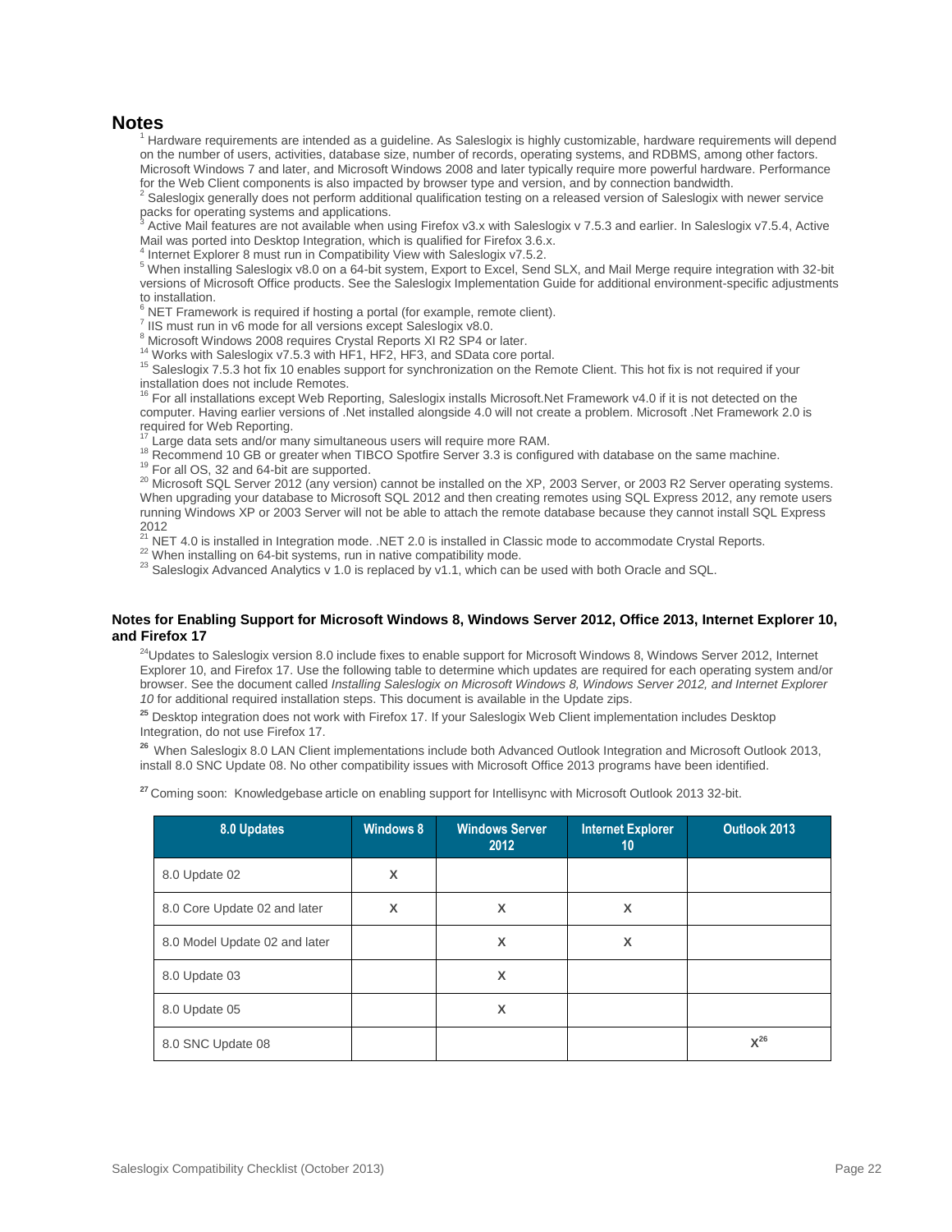## Notes

[1] Hardware requirements are intended as a guideline. As Saleslogix is highly customizable, hardware requirements will depend on the number of users, activities, database size, number of records, operating systems, and RDBMS, among other factors. Microsoft Windows 7 and later, and Microsoft Windows 2008 and later typically require more powerful hardware. Performance for the Web Client components is also impacted by browser type and version, and by connection bandwidth.

[2] Saleslogix generally does not perform additional qualification testing on a released version of Saleslogix with newer service packs for operating systems and applications.

[3] Active Mail features are not available when using Firefox v3.x with Saleslogix v 7.5.3 and earlier. In Saleslogix v7.5.4, Active Mail was ported into Desktop Integration, which is qualified for Firefox 3.6.x.

[4] Internet Explorer 8 must run in Compatibility View with Saleslogix v7.5.2.

[5] When installing Saleslogix v8.0 on a 64-bit system, Export to Excel, Send SLX, and Mail Merge require integration with 32-bit versions of Microsoft Office products. See the Saleslogix Implementation Guide for additional environment-specific adjustments to installation.

[6] NET Framework is required if hosting a portal (for example, remote client).

[7] IIS must run in v6 mode for all versions except Saleslogix v8.0.

[8] Microsoft Windows 2008 requires Crystal Reports XI R2 SP4 or later.

[14] Works with Saleslogix v7.5.3 with HF1, HF2, HF3, and SData core portal.

[15] Saleslogix 7.5.3 hot fix 10 enables support for synchronization on the Remote Client. This hot fix is not required if your installation does not include Remotes.

[16] For all installations except Web Reporting, Saleslogix installs Microsoft.Net Framework v4.0 if it is not detected on the computer. Having earlier versions of .Net installed alongside 4.0 will not create a problem. Microsoft .Net Framework 2.0 is required for Web Reporting.

[17] Large data sets and/or many simultaneous users will require more RAM.

[18] Recommend 10 GB or greater when TIBCO Spotfire Server 3.3 is configured with database on the same machine.

[19] For all OS, 32 and 64-bit are supported.

[20] Microsoft SQL Server 2012 (any version) cannot be installed on the XP, 2003 Server, or 2003 R2 Server operating systems. When upgrading your database to Microsoft SQL 2012 and then creating remotes using SQL Express 2012, any remote users running Windows XP or 2003 Server will not be able to attach the remote database because they cannot install SQL Express 2012

[21] NET 4.0 is installed in Integration mode. .NET 2.0 is installed in Classic mode to accommodate Crystal Reports.

[22] When installing on 64-bit systems, run in native compatibility mode.

[23] Saleslogix Advanced Analytics v 1.0 is replaced by v1.1, which can be used with both Oracle and SQL.

### Notes for Enabling Support for Microsoft Windows 8, Windows Server 2012, Office 2013, Internet Explorer 10, and Firefox 17

[24] Updates to Saleslogix version 8.0 include fixes to enable support for Microsoft Windows 8, Windows Server 2012, Internet Explorer 10, and Firefox 17. Use the following table to determine which updates are required for each operating system and/or browser. See the document called *Installing Saleslogix on Microsoft Windows 8, Windows Server 2012, and Internet Explorer 10* for additional required installation steps. This document is available in the Update zips.

**[25]** Desktop integration does not work with Firefox 17. If your Saleslogix Web Client implementation includes Desktop Integration, do not use Firefox 17.

**[26]** When Saleslogix 8.0 LAN Client implementations include both Advanced Outlook Integration and Microsoft Outlook 2013, install 8.0 SNC Update 08. No other compatibility issues with Microsoft Office 2013 programs have been identified.

**[27]** Coming soon: Knowledgebase article on enabling support for Intellisync with Microsoft Outlook 2013 32-bit.

| 8.0 Updates | Windows 8 | Windows Server 2012 | Internet Explorer 10 | Outlook 2013 |
|---|---|---|---|---|
| 8.0 Update 02 | X | | | |
| 8.0 Core Update 02 and later | X | X | X | |
| 8.0 Model Update 02 and later | | X | X | |
| 8.0 Update 03 | | X | | |
| 8.0 Update 05 | | X | | |
| 8.0 SNC Update 08 | | | | X[26] |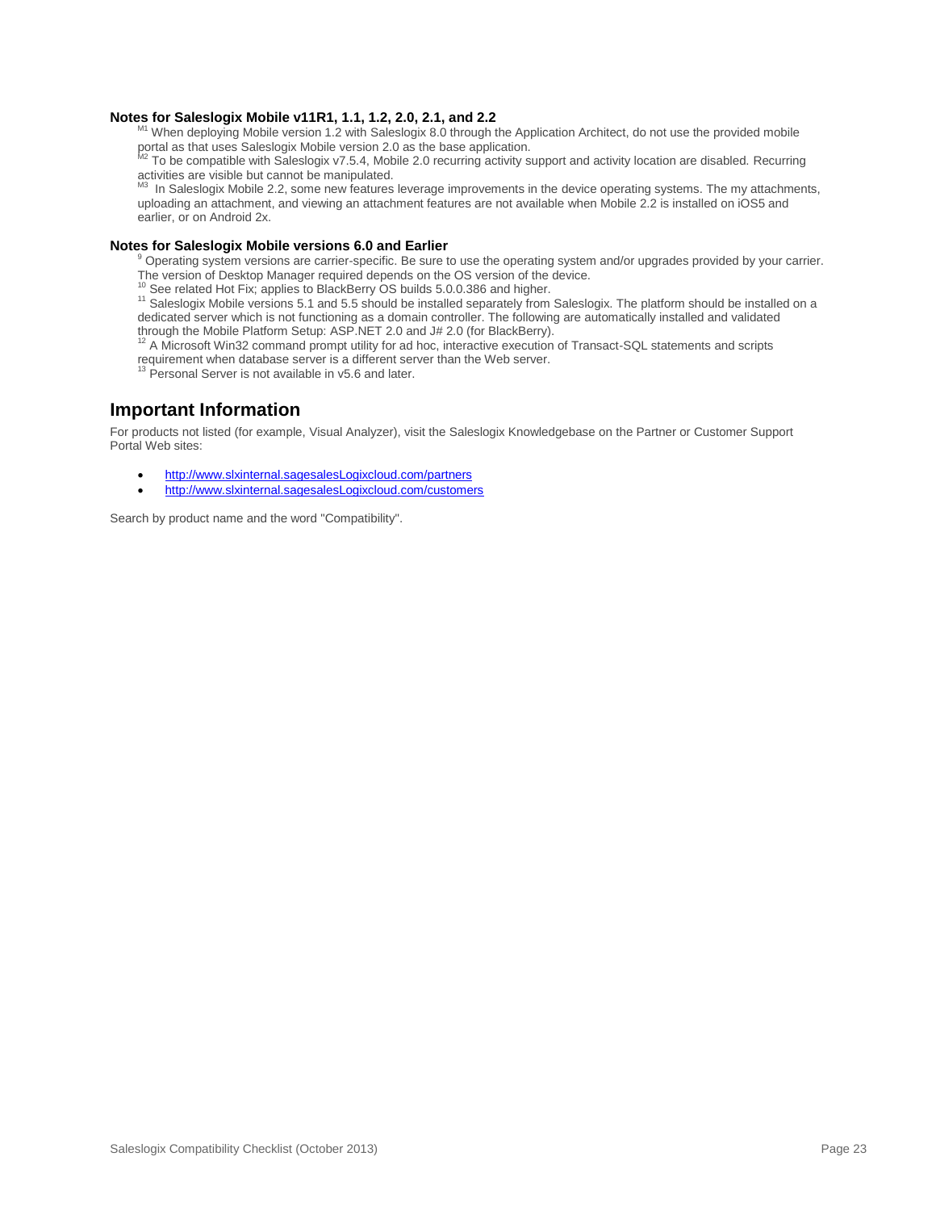**Notes for Saleslogix Mobile v11R1, 1.1, 1.2, 2.0, 2.1, and 2.2**

[M1] When deploying Mobile version 1.2 with Saleslogix 8.0 through the Application Architect, do not use the provided mobile portal as that uses Saleslogix Mobile version 2.0 as the base application.

[M2] To be compatible with Saleslogix v7.5.4, Mobile 2.0 recurring activity support and activity location are disabled. Recurring activities are visible but cannot be manipulated.

[M3] In Saleslogix Mobile 2.2, some new features leverage improvements in the device operating systems. The my attachments, uploading an attachment, and viewing an attachment features are not available when Mobile 2.2 is installed on iOS5 and earlier, or on Android 2x.

**Notes for Saleslogix Mobile versions 6.0 and Earlier**

[9] Operating system versions are carrier-specific. Be sure to use the operating system and/or upgrades provided by your carrier. The version of Desktop Manager required depends on the OS version of the device.

[10] See related Hot Fix; applies to BlackBerry OS builds 5.0.0.386 and higher.

[11] Saleslogix Mobile versions 5.1 and 5.5 should be installed separately from Saleslogix. The platform should be installed on a dedicated server which is not functioning as a domain controller. The following are automatically installed and validated through the Mobile Platform Setup: ASP.NET 2.0 and J# 2.0 (for BlackBerry).

[12] A Microsoft Win32 command prompt utility for ad hoc, interactive execution of Transact-SQL statements and scripts requirement when database server is a different server than the Web server.

[13] Personal Server is not available in v5.6 and later.

## Important Information

For products not listed (for example, Visual Analyzer), visit the Saleslogix Knowledgebase on the Partner or Customer Support Portal Web sites:

- http://www.slxinternal.sagesalesLogixcloud.com/partners
- http://www.slxinternal.sagesalesLogixcloud.com/customers

Search by product name and the word "Compatibility".